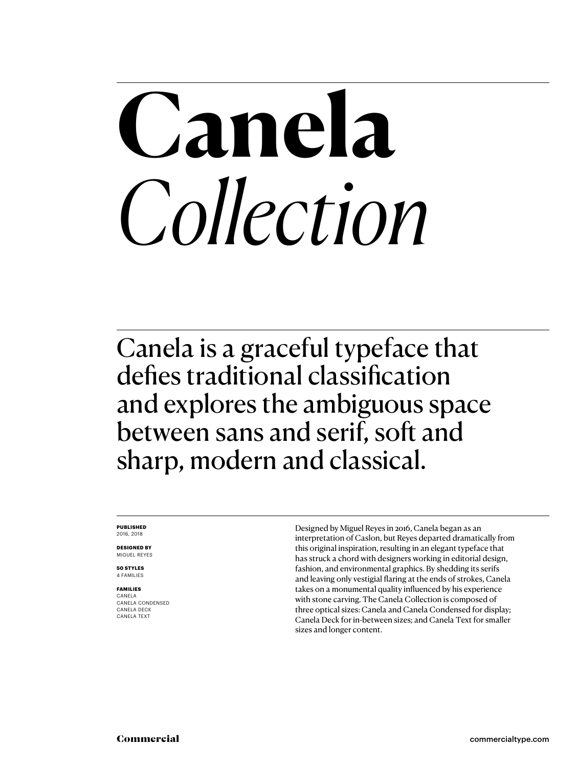# **Canela**
# *Collection*

Canela is a graceful typeface that defies traditional classification and explores the ambiguous space between sans and serif, soft and sharp, modern and classical.

**PUBLISHED**
2016, 2018

**DESIGNED BY**
MIGUEL REYES

**50 STYLES**
4 FAMILIES

**FAMILIES**
CANELA
CANELA CONDENSED
CANELA DECK
CANELA TEXT

Designed by Miguel Reyes in 2016, Canela began as an interpretation of Caslon, but Reyes departed dramatically from this original inspiration, resulting in an elegant typeface that has struck a chord with designers working in editorial design, fashion, and environmental graphics. By shedding its serifs and leaving only vestigial flaring at the ends of strokes, Canela takes on a monumental quality influenced by his experience with stone carving. The Canela Collection is composed of three optical sizes: Canela and Canela Condensed for display; Canela Deck for in-between sizes; and Canela Text for smaller sizes and longer content.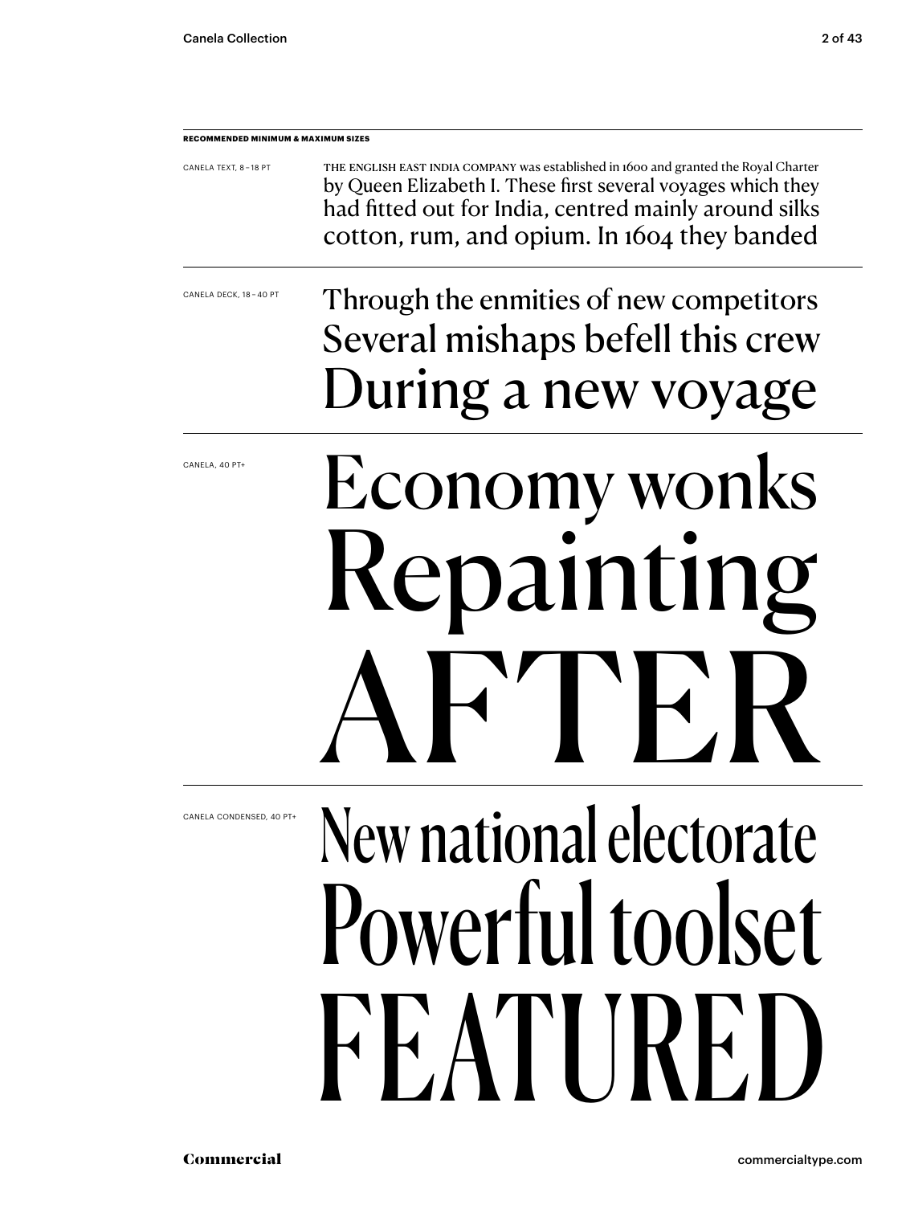**RECOMMENDED MINIMUM & MAXIMUM SIZES**

CANELA TEXT, 8 – 18 PT

THE ENGLISH EAST INDIA COMPANY was established in 1600 and granted the Royal Charter by Queen Elizabeth I. These first several voyages which they had fitted out for India, centred mainly around silks cotton, rum, and opium. In 1604 they banded

CANELA DECK, 18 – 40 PT

Through the enmities of new competitors
Several mishaps befell this crew
During a new voyage

CANELA, 40 PT+

Economy wonks
Repainting
AFTER

CANELA CONDENSED, 40 PT+

New national electorate
Powerful toolset
FEATURED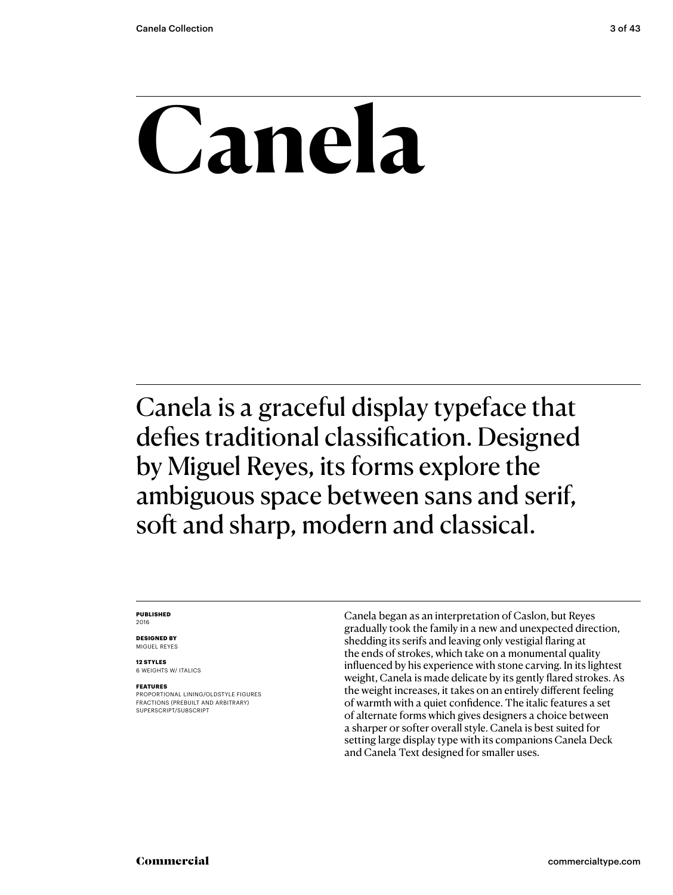# Canela

Canela is a graceful display typeface that defies traditional classification. Designed by Miguel Reyes, its forms explore the ambiguous space between sans and serif, soft and sharp, modern and classical.

**PUBLISHED**
2016

**DESIGNED BY**
MIGUEL REYES

**12 STYLES**
6 WEIGHTS W/ ITALICS

**FEATURES**
PROPORTIONAL LINING/OLDSTYLE FIGURES
FRACTIONS (PREBUILT AND ARBITRARY)
SUPERSCRIPT/SUBSCRIPT

Canela began as an interpretation of Caslon, but Reyes gradually took the family in a new and unexpected direction, shedding its serifs and leaving only vestigial flaring at the ends of strokes, which take on a monumental quality influenced by his experience with stone carving. In its lightest weight, Canela is made delicate by its gently flared strokes. As the weight increases, it takes on an entirely different feeling of warmth with a quiet confidence. The italic features a set of alternate forms which gives designers a choice between a sharper or softer overall style. Canela is best suited for setting large display type with its companions Canela Deck and Canela Text designed for smaller uses.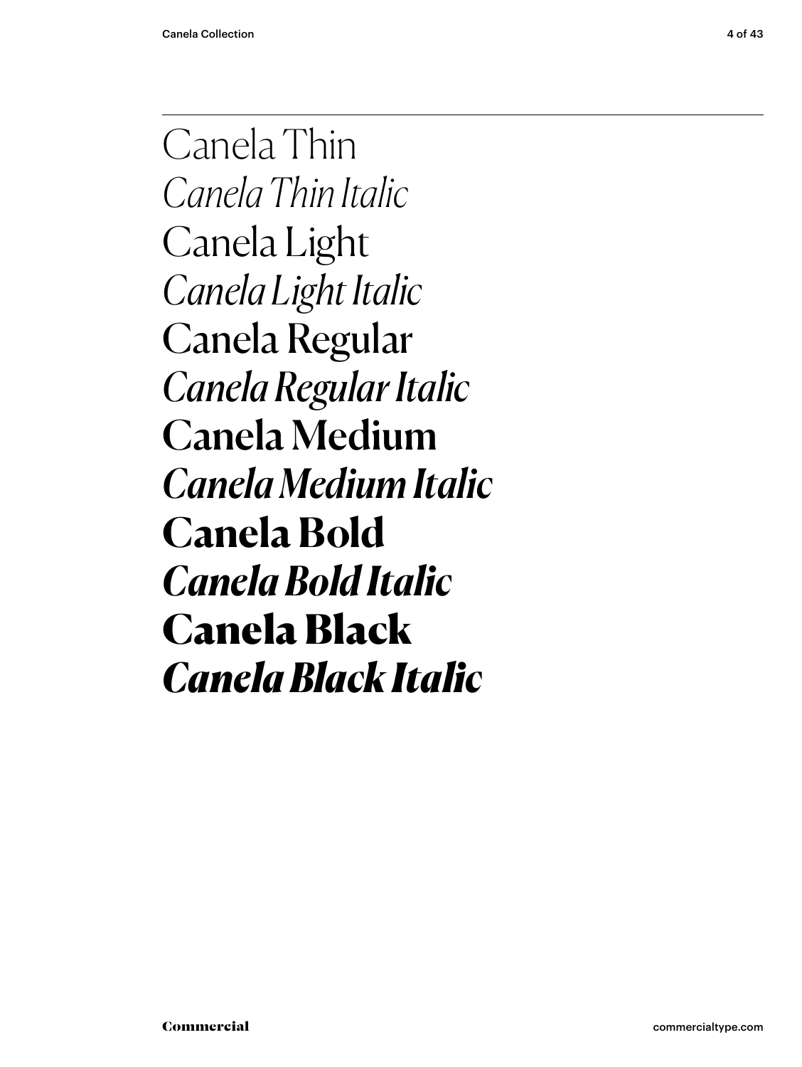Canela Thin

*Canela Thin Italic*

Canela Light

*Canela Light Italic*

Canela Regular

*Canela Regular Italic*

**Canela Medium**

***Canela Medium Italic***

**Canela Bold**

***Canela Bold Italic***

**Canela Black**

***Canela Black Italic***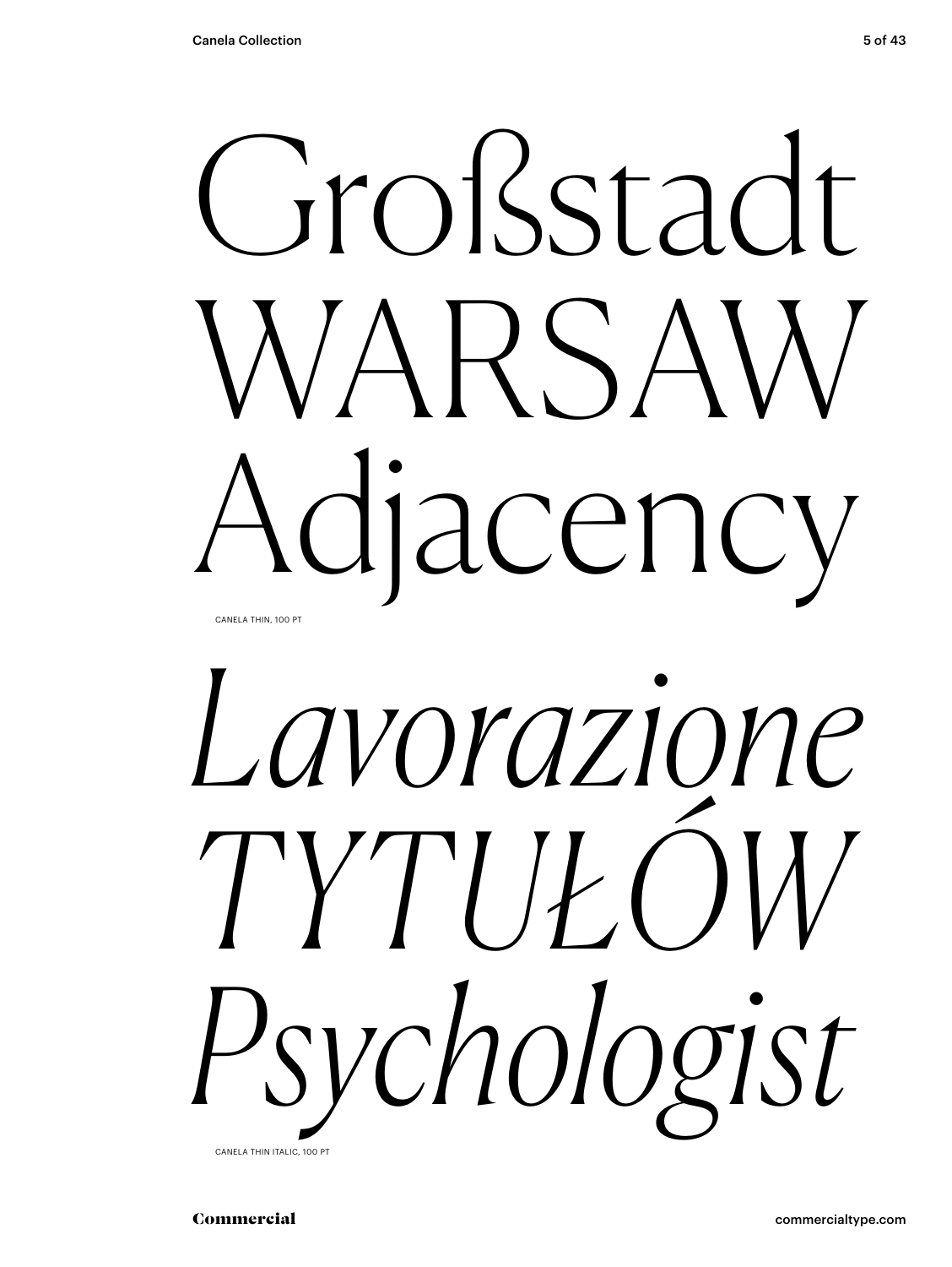Großstadt
WARSAW
Adjacency

CANELA THIN, 100 PT

*Lavorazione*
*TYTUŁÓW*
*Psychologist*

CANELA THIN ITALIC, 100 PT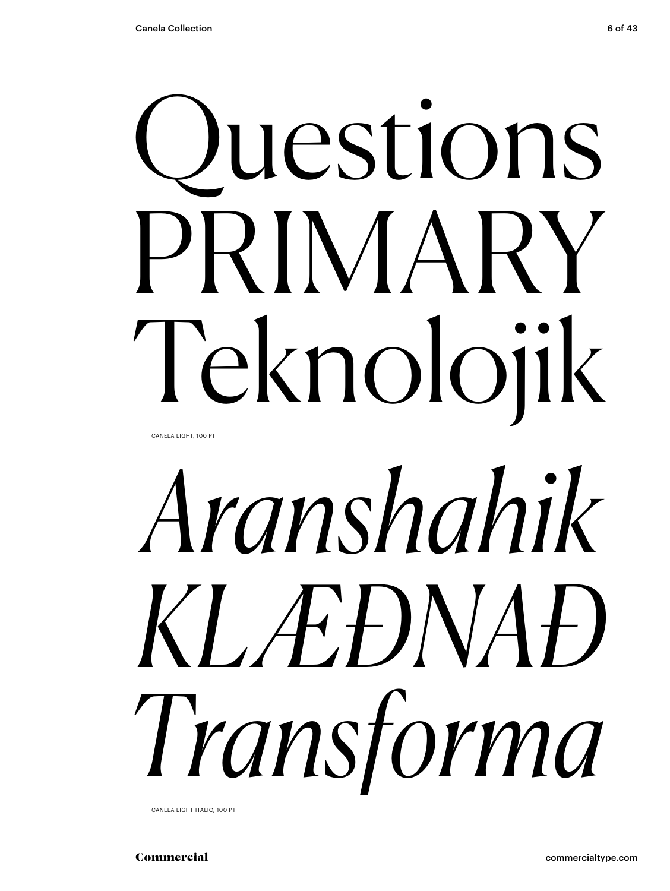Questions
PRIMARY
Teknolojik

CANELA LIGHT, 100 PT

*Aranshahik*
*KLÆÐNAÐ*
*Transforma*

CANELA LIGHT ITALIC, 100 PT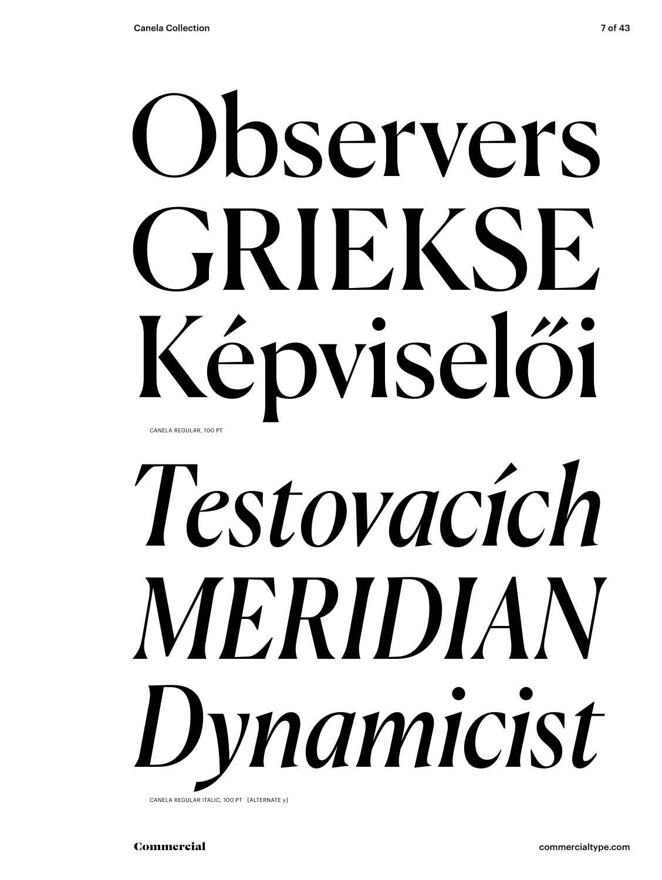Observers
GRIEKSE
Képviselői

CANELA REGULAR, 100 PT

*Testovacích*
*MERIDIAN*
*Dynamicist*

CANELA REGULAR ITALIC, 100 PT [ALTERNATE y]

Commercial

commercialtype.com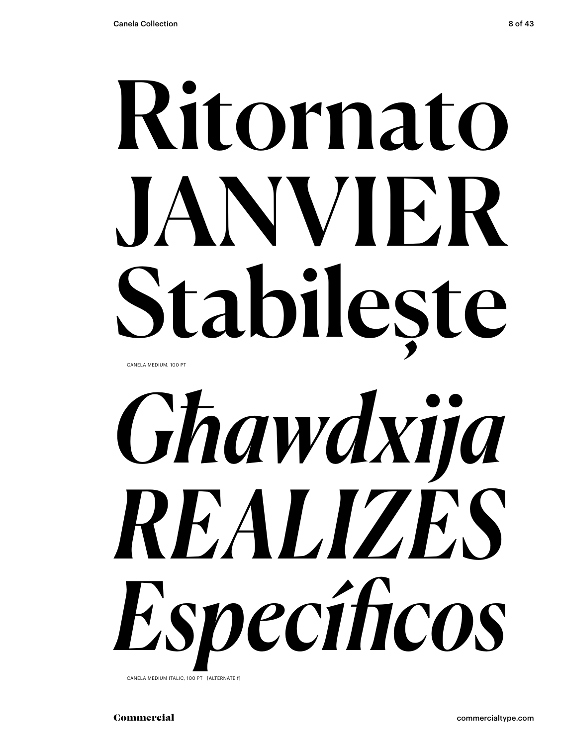Ritornato
JANVIER
Stabilește

CANELA MEDIUM, 100 PT

*Għawdxija*
*REALIZES*
*Específicos*

CANELA MEDIUM ITALIC, 100 PT [ALTERNATE f]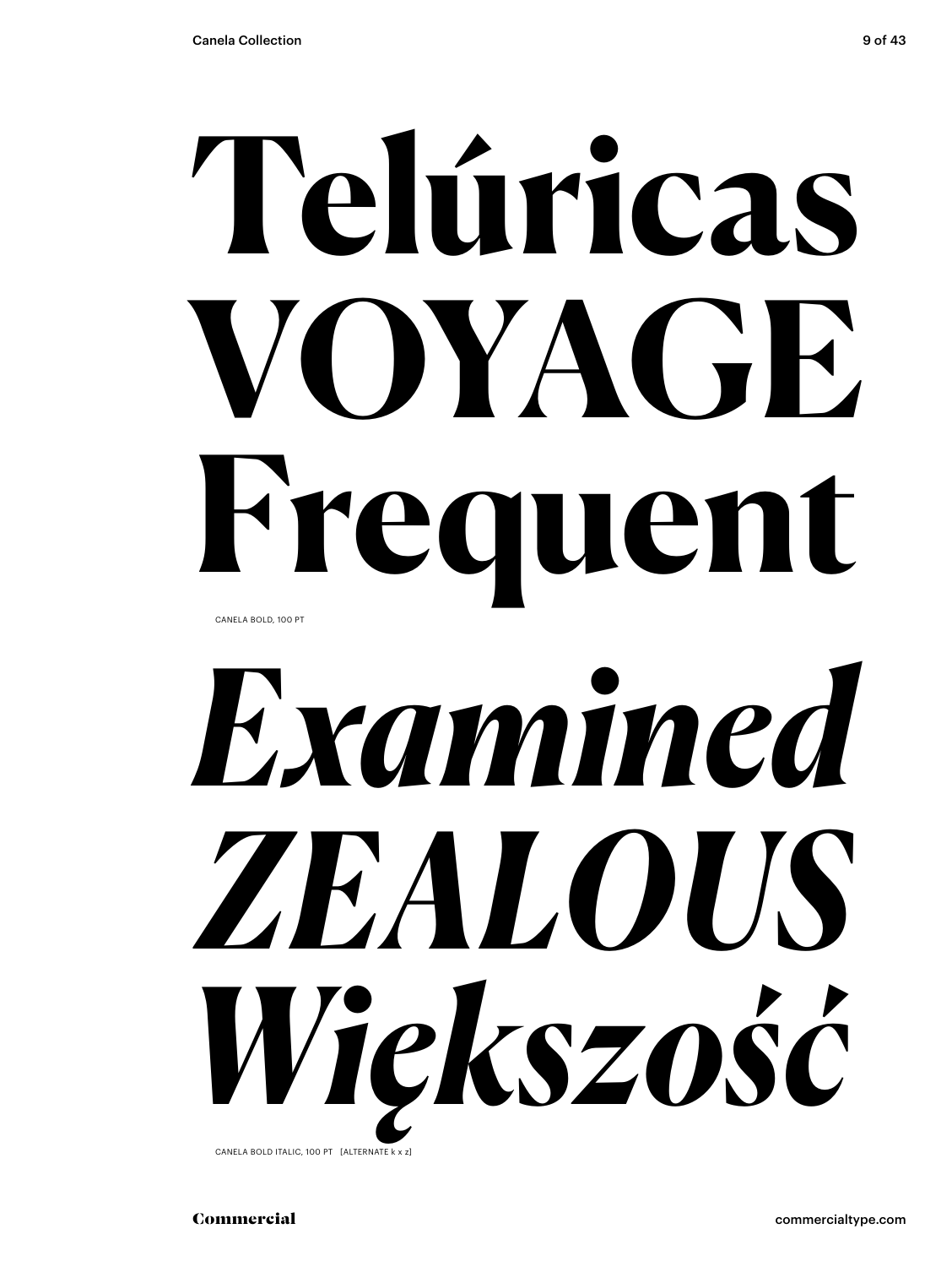# Telúricas VOYAGE Frequent

CANELA BOLD, 100 PT

# *Examined ZEALOUS Większość*

CANELA BOLD ITALIC, 100 PT [ALTERNATE k x z]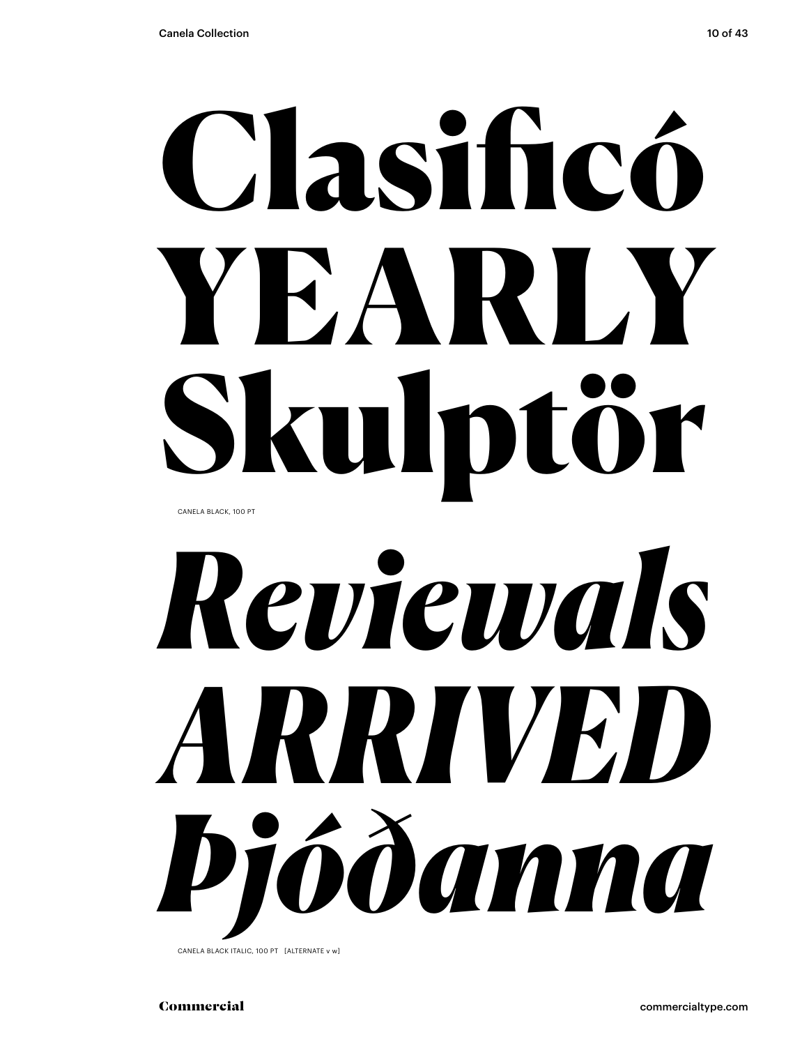# Clasificó YEARLY Skulptör

CANELA BLACK, 100 PT

# *Reviewals ARRIVED Þjóðanna*

CANELA BLACK ITALIC, 100 PT [ALTERNATE v w]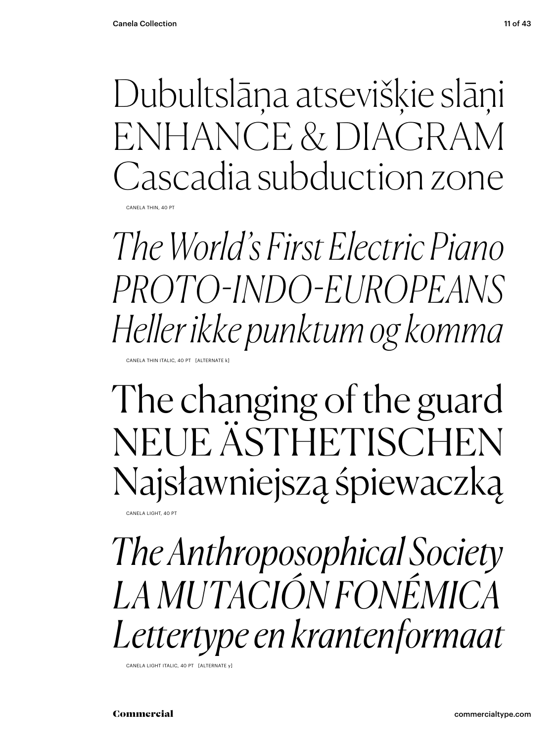Dubultslāņa atsevišķie slāņi
ENHANCE & DIAGRAM
Cascadia subduction zone

CANELA THIN, 40 PT

*The World's First Electric Piano*
*PROTO-INDO-EUROPEANS*
*Heller ikke punktum og komma*

CANELA THIN ITALIC, 40 PT [ALTERNATE k]

The changing of the guard
NEUE ÄSTHETISCHEN
Najsławniejszą śpiewaczką

CANELA LIGHT, 40 PT

*The Anthroposophical Society*
*LA MUTACIÓN FONÉMICA*
*Lettertype en krantenformaat*

CANELA LIGHT ITALIC, 40 PT [ALTERNATE y]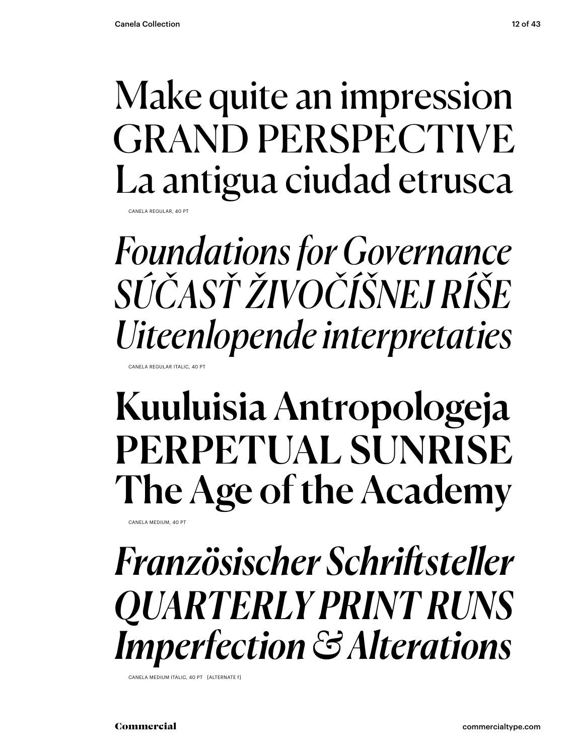Make quite an impression
GRAND PERSPECTIVE
La antigua ciudad etrusca

CANELA REGULAR, 40 PT

*Foundations for Governance*
*SÚČASŤ ŽIVOČÍŠNEJ RÍŠE*
*Uiteenlopende interpretaties*

CANELA REGULAR ITALIC, 40 PT

**Kuuluisia Antropologeja**
**PERPETUAL SUNRISE**
**The Age of the Academy**

CANELA MEDIUM, 40 PT

***Französischer Schriftsteller***
***QUARTERLY PRINT RUNS***
***Imperfection & Alterations***

CANELA MEDIUM ITALIC, 40 PT [ALTERNATE f]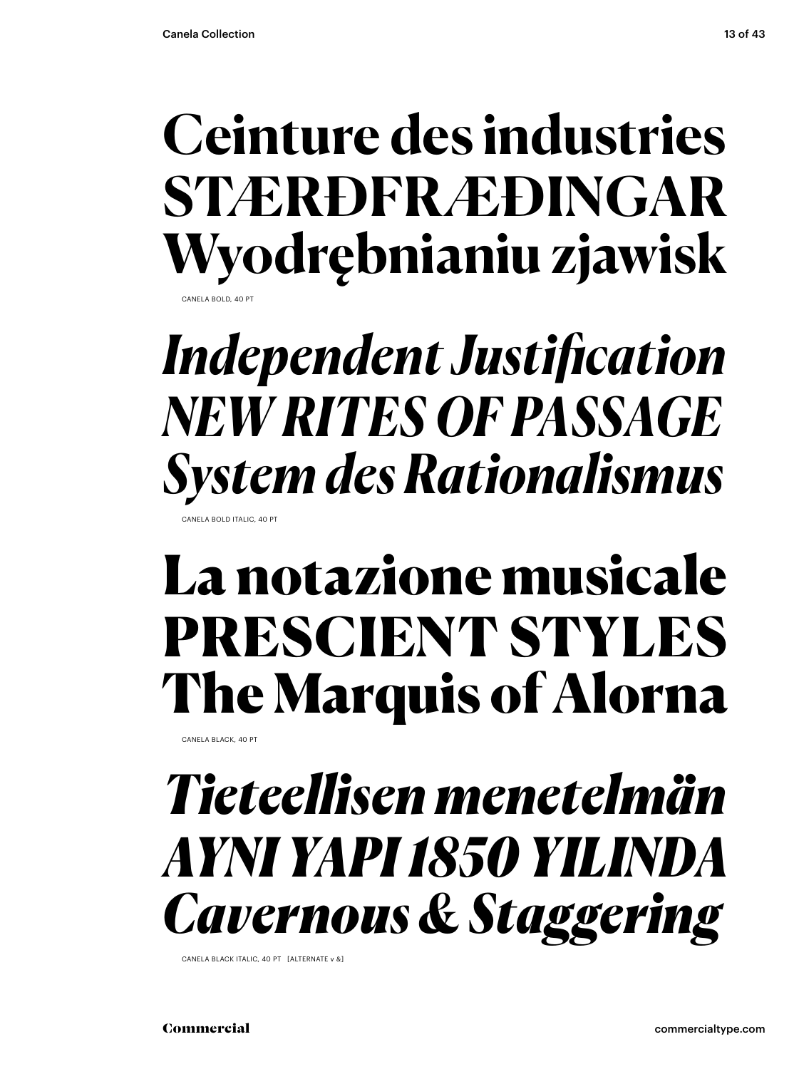**Ceinture des industries**
**STÆRÐFRÆÐINGAR**
**Wyodrębnianiu zjawisk**

CANELA BOLD, 40 PT

***Independent Justification***
***NEW RITES OF PASSAGE***
***System des Rationalismus***

CANELA BOLD ITALIC, 40 PT

**La notazione musicale**
**PRESCIENT STYLES**
**The Marquis of Alorna**

CANELA BLACK, 40 PT

***Tieteellisen menetelmän***
***AYNI YAPI 1850 YILINDA***
***Cavernous & Staggering***

CANELA BLACK ITALIC, 40 PT [ALTERNATE v &]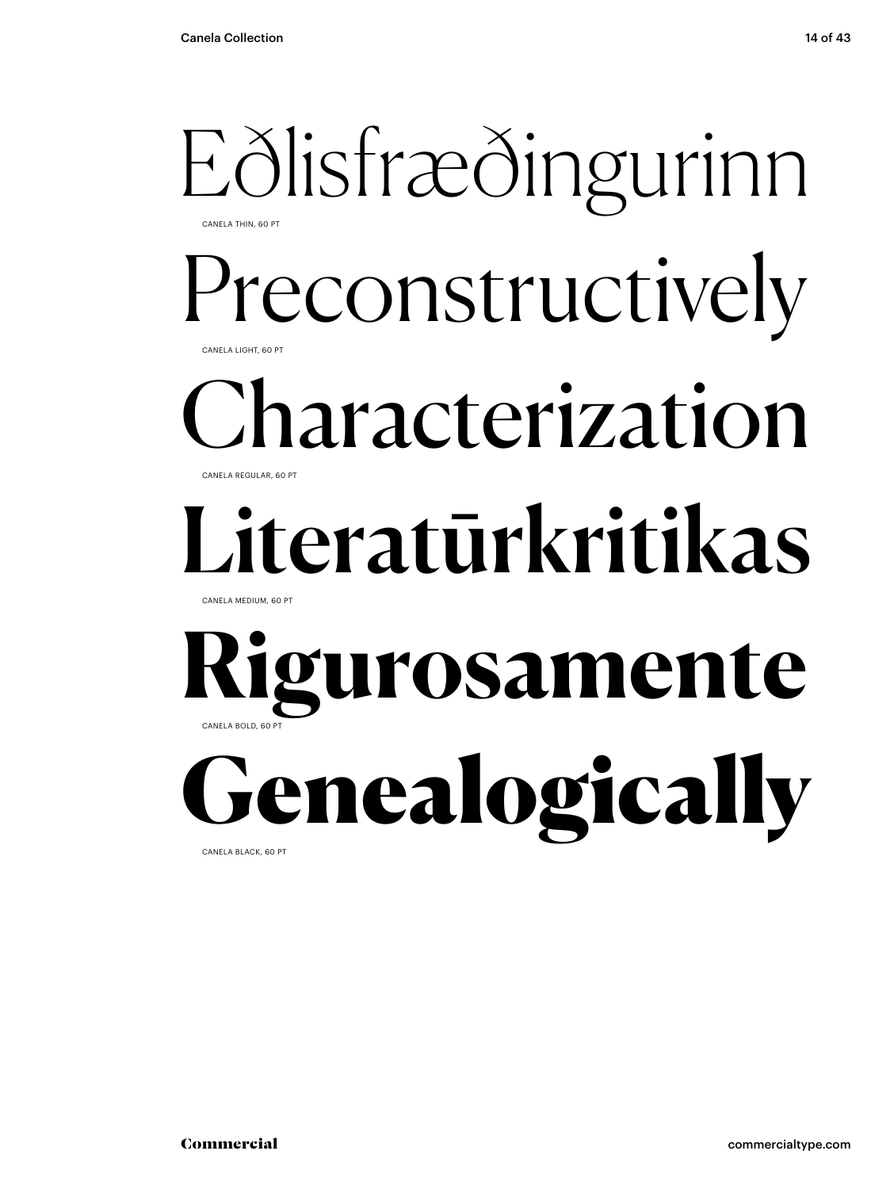Eðlisfræðingurinn

CANELA THIN, 60 PT

Preconstructively

CANELA LIGHT, 60 PT

Characterization

CANELA REGULAR, 60 PT

Literatūrkritikas

CANELA MEDIUM, 60 PT

**Rigurosamente**

CANELA BOLD, 60 PT

**Genealogically**

CANELA BLACK, 60 PT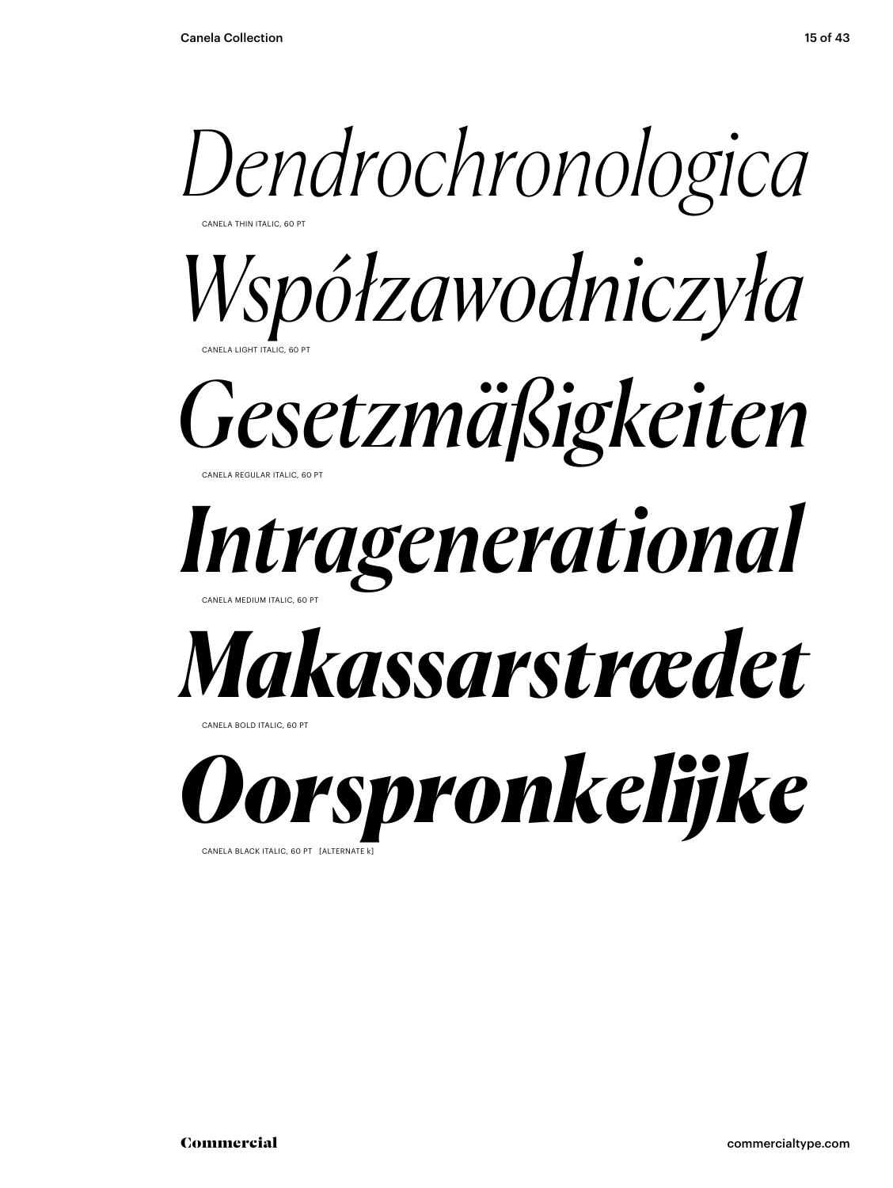*Dendrochronologica*

CANELA THIN ITALIC, 60 PT

*Współzawodniczyła*

CANELA LIGHT ITALIC, 60 PT

*Gesetzmäßigkeiten*

CANELA REGULAR ITALIC, 60 PT

***Intragenerational***

CANELA MEDIUM ITALIC, 60 PT

***Makassarstrædet***

CANELA BOLD ITALIC, 60 PT

***Oorspronkelijke***

CANELA BLACK ITALIC, 60 PT [ALTERNATE k]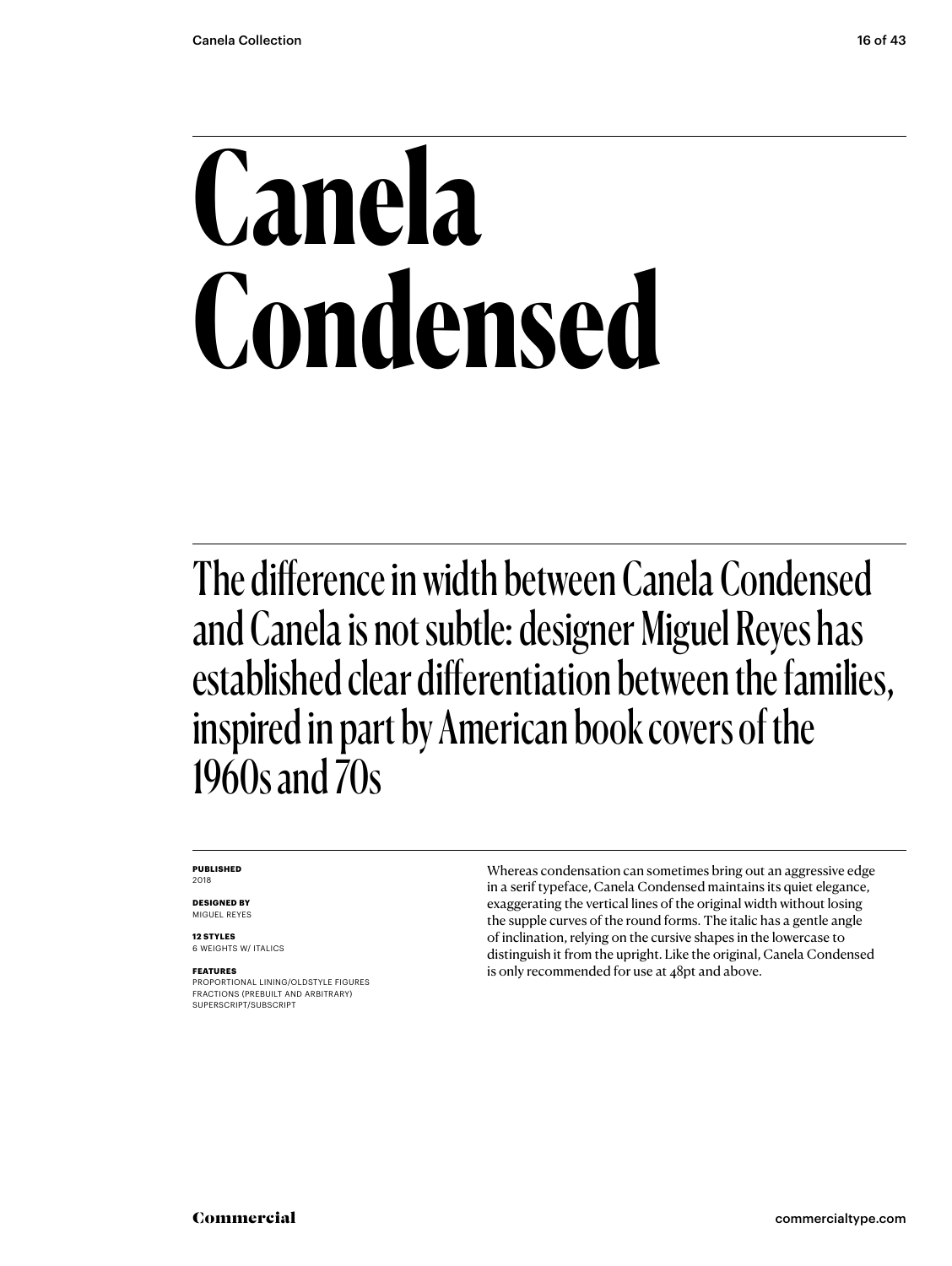# Canela Condensed

The difference in width between Canela Condensed and Canela is not subtle: designer Miguel Reyes has established clear differentiation between the families, inspired in part by American book covers of the 1960s and 70s

**PUBLISHED**
2018

**DESIGNED BY**
MIGUEL REYES

**12 STYLES**
6 WEIGHTS W/ ITALICS

**FEATURES**
PROPORTIONAL LINING/OLDSTYLE FIGURES
FRACTIONS (PREBUILT AND ARBITRARY)
SUPERSCRIPT/SUBSCRIPT

Whereas condensation can sometimes bring out an aggressive edge in a serif typeface, Canela Condensed maintains its quiet elegance, exaggerating the vertical lines of the original width without losing the supple curves of the round forms. The italic has a gentle angle of inclination, relying on the cursive shapes in the lowercase to distinguish it from the upright. Like the original, Canela Condensed is only recommended for use at 48pt and above.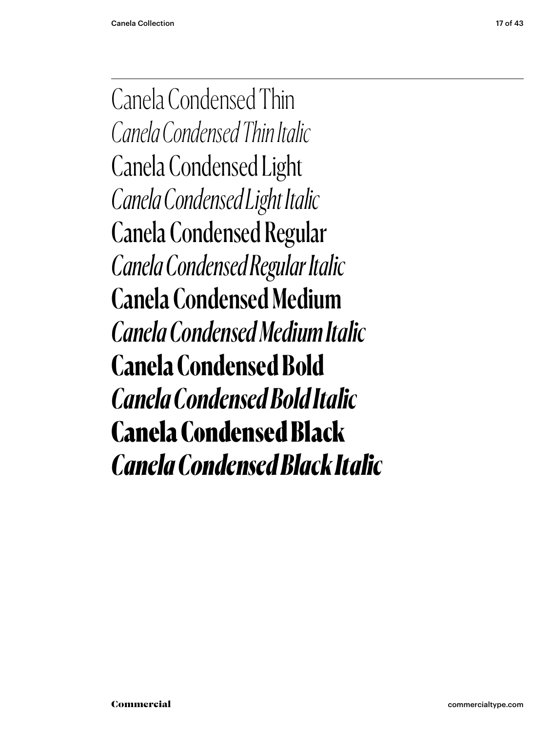Canela Condensed Thin

*Canela Condensed Thin Italic*

Canela Condensed Light

*Canela Condensed Light Italic*

Canela Condensed Regular

*Canela Condensed Regular Italic*

**Canela Condensed Medium**

***Canela Condensed Medium Italic***

**Canela Condensed Bold**

***Canela Condensed Bold Italic***

**Canela Condensed Black**

***Canela Condensed Black Italic***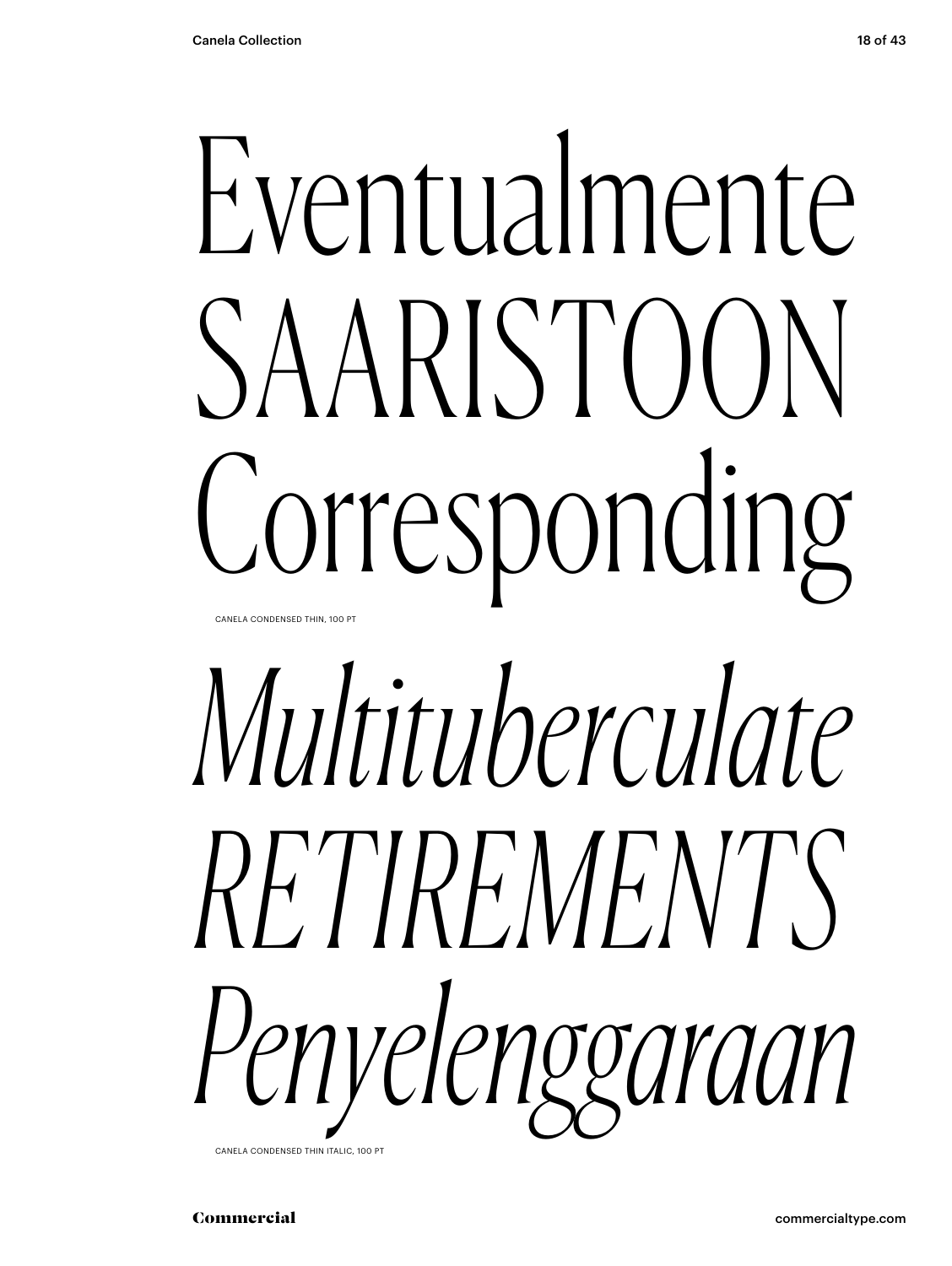Eventualmente
SAARISTOON
Corresponding

CANELA CONDENSED THIN, 100 PT

*Multituberculate*
*RETIREMENTS*
*Penyelenggaraan*

CANELA CONDENSED THIN ITALIC, 100 PT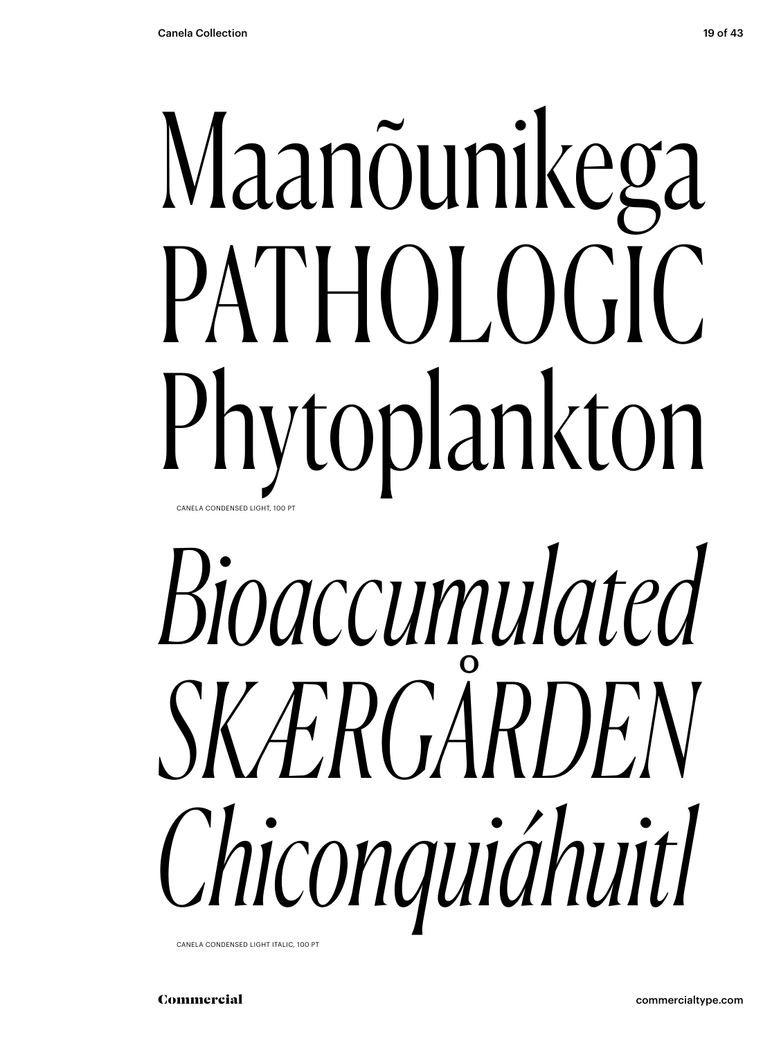Maanõunikega
PATHOLOGIC
Phytoplankton

CANELA CONDENSED LIGHT, 100 PT

*Bioaccumulated*
*SKÆRGÅRDEN*
*Chiconquiáhuitl*

CANELA CONDENSED LIGHT ITALIC, 100 PT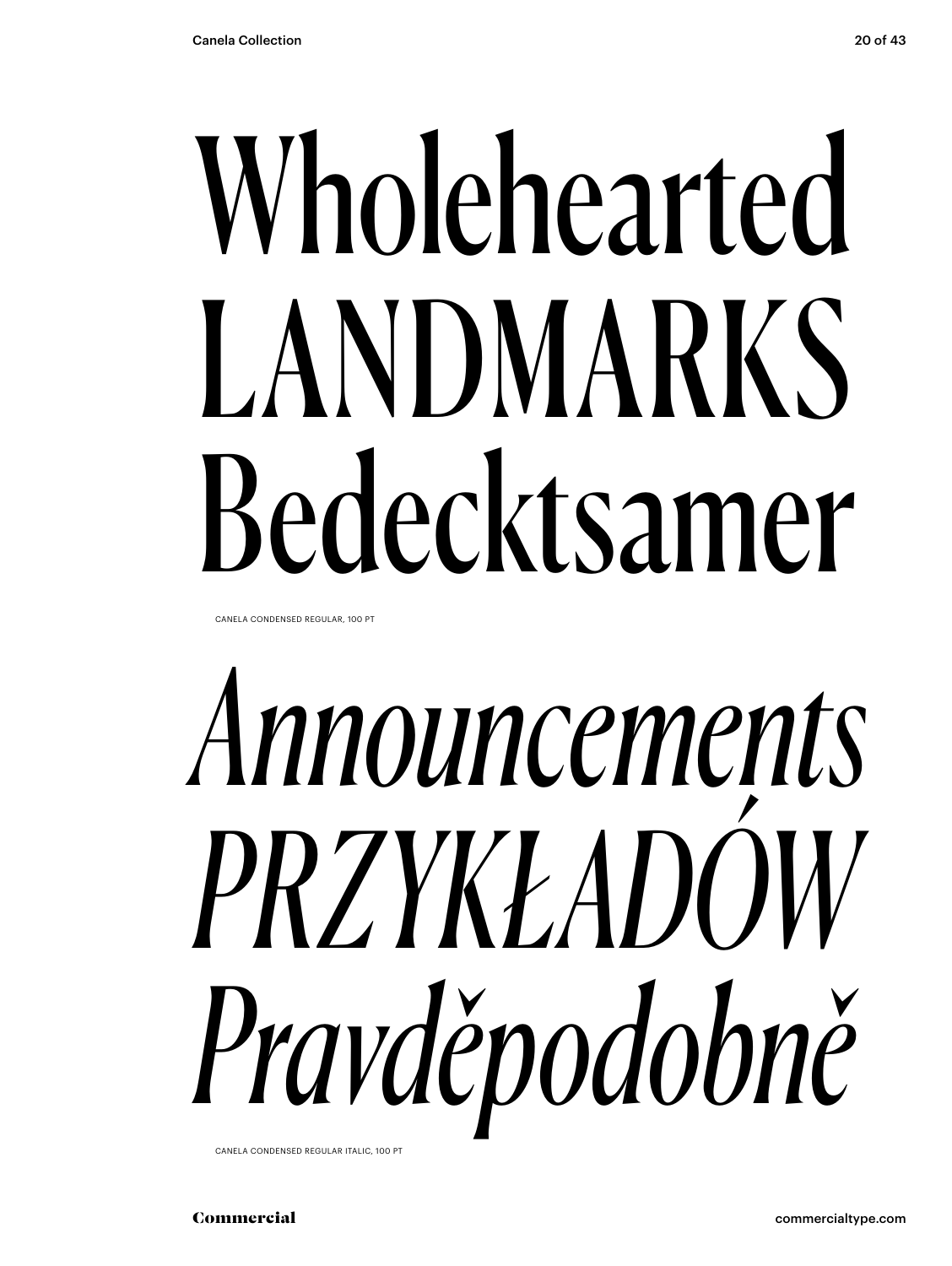Wholehearted
LANDMARKS
Bedecktsamer

CANELA CONDENSED REGULAR, 100 PT

*Announcements*
*PRZYKŁADÓW*
*Pravděpodobně*

CANELA CONDENSED REGULAR ITALIC, 100 PT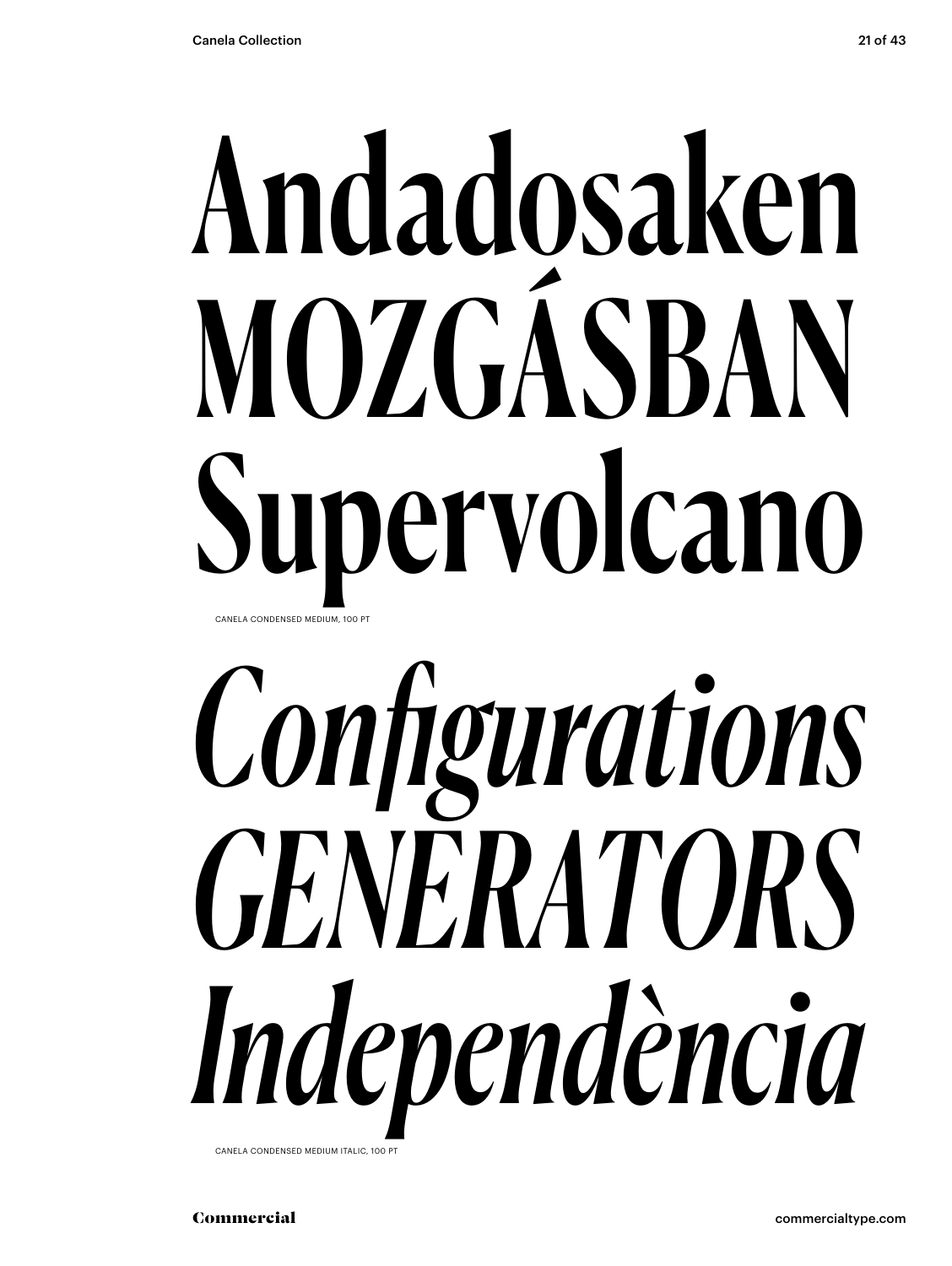Andadosaken
MOZGÁSBAN
Supervolcano

CANELA CONDENSED MEDIUM, 100 PT

*Configurations*
*GENERATORS*
*Independència*

CANELA CONDENSED MEDIUM ITALIC, 100 PT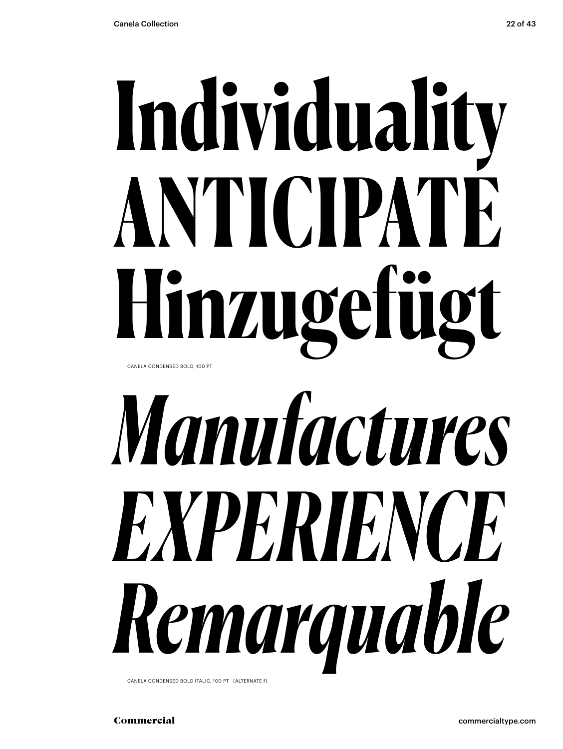# Individuality ANTICIPATE Hinzugefügt

CANELA CONDENSED BOLD, 100 PT

# *Manufactures EXPERIENCE Remarquable*

CANELA CONDENSED BOLD ITALIC, 100 PT [ALTERNATE f]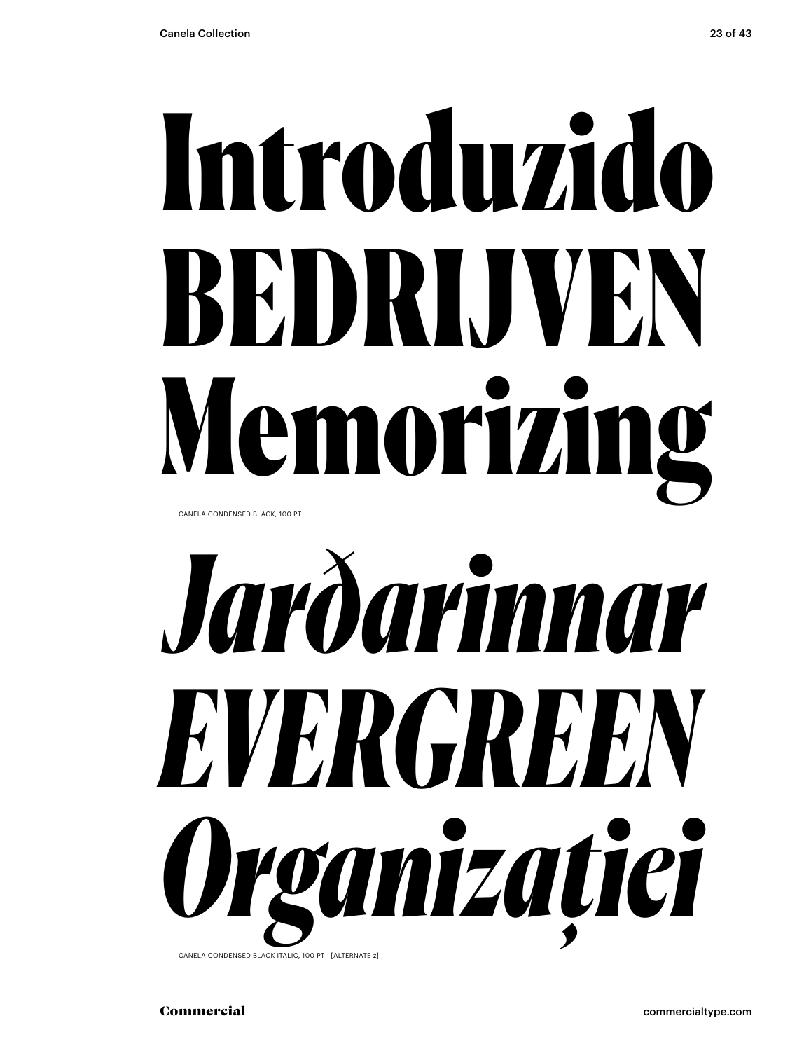# Introduzido
# BEDRIJVEN
# Memorizing

CANELA CONDENSED BLACK, 100 PT

# *Jarðarinnar*
# *EVERGREEN*
# *Organizației*

CANELA CONDENSED BLACK ITALIC, 100 PT [ALTERNATE z]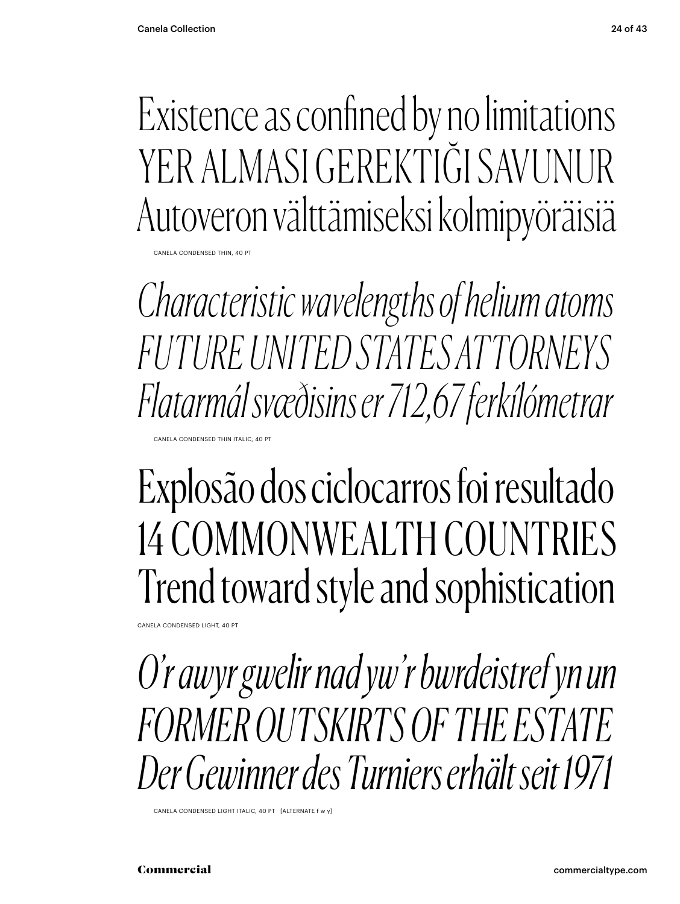Existence as confined by no limitations
YER ALMASI GEREKTIĞI SAVUNUR
Autoveron välttämiseksi kolmipyöräisiä

CANELA CONDENSED THIN, 40 PT

*Characteristic wavelengths of helium atoms*
*FUTURE UNITED STATES ATTORNEYS*
*Flatarmál svæðisins er 712,67 ferkílómetrar*

CANELA CONDENSED THIN ITALIC, 40 PT

Explosão dos ciclocarros foi resultado
14 COMMONWEALTH COUNTRIES
Trend toward style and sophistication

CANELA CONDENSED LIGHT, 40 PT

*O'r awyr gwelir nad yw'r bwrdeistref yn un*
*FORMER OUTSKIRTS OF THE ESTATE*
*Der Gewinner des Turniers erhält seit 1971*

CANELA CONDENSED LIGHT ITALIC, 40 PT [ALTERNATE f w y]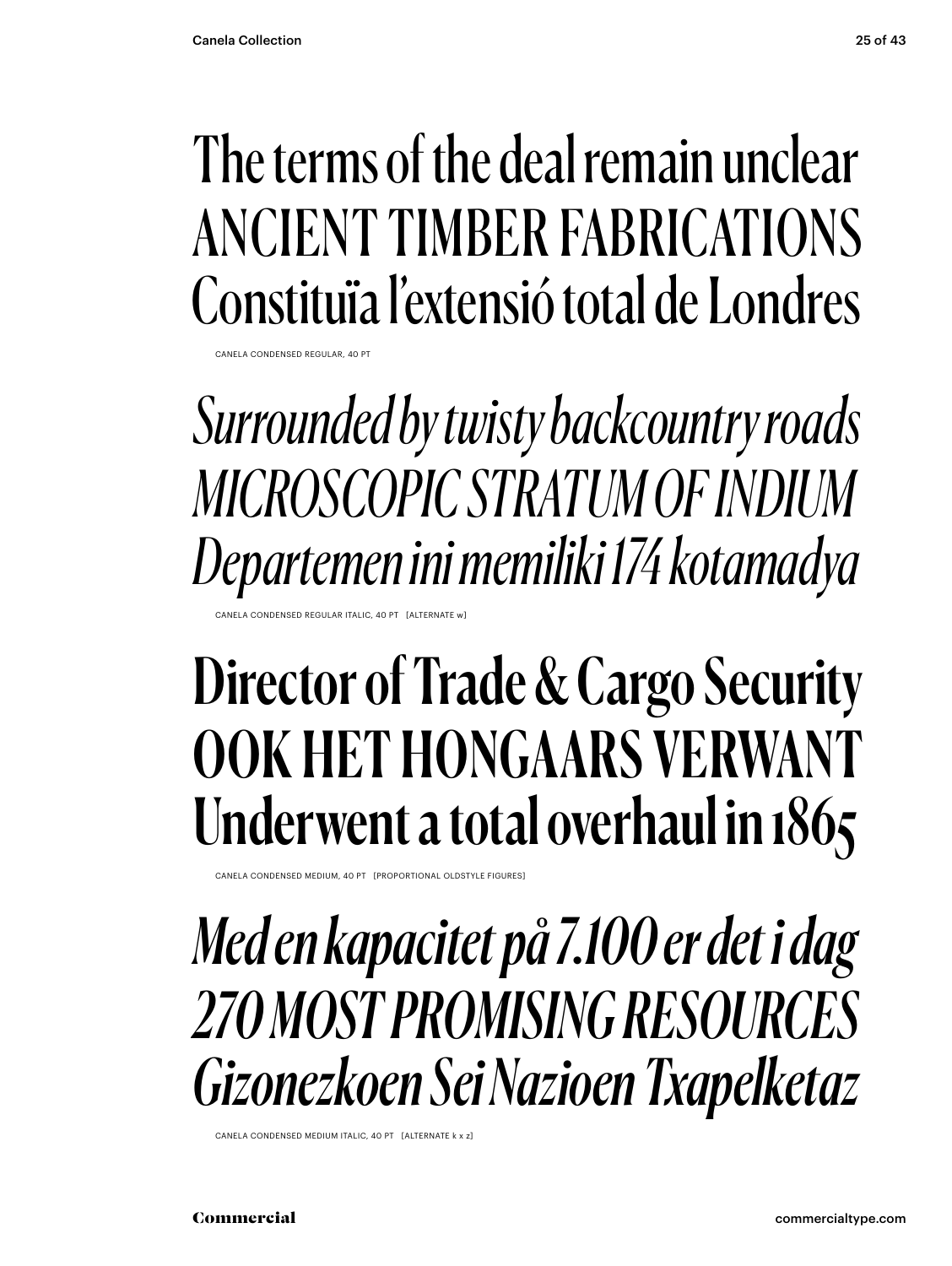The terms of the deal remain unclear
ANCIENT TIMBER FABRICATIONS
Constituïa l'extensió total de Londres

CANELA CONDENSED REGULAR, 40 PT

*Surrounded by twisty backcountry roads*
*MICROSCOPIC STRATUM OF INDIUM*
*Departemen ini memiliki 174 kotamadya*

CANELA CONDENSED REGULAR ITALIC, 40 PT [ALTERNATE w]

**Director of Trade & Cargo Security**
**OOK HET HONGAARS VERWANT**
**Underwent a total overhaul in 1865**

CANELA CONDENSED MEDIUM, 40 PT [PROPORTIONAL OLDSTYLE FIGURES]

***Med en kapacitet på 7.100 er det i dag***
***270 MOST PROMISING RESOURCES***
***Gizonezkoen Sei Nazioen Txapelketaz***

CANELA CONDENSED MEDIUM ITALIC, 40 PT [ALTERNATE k x z]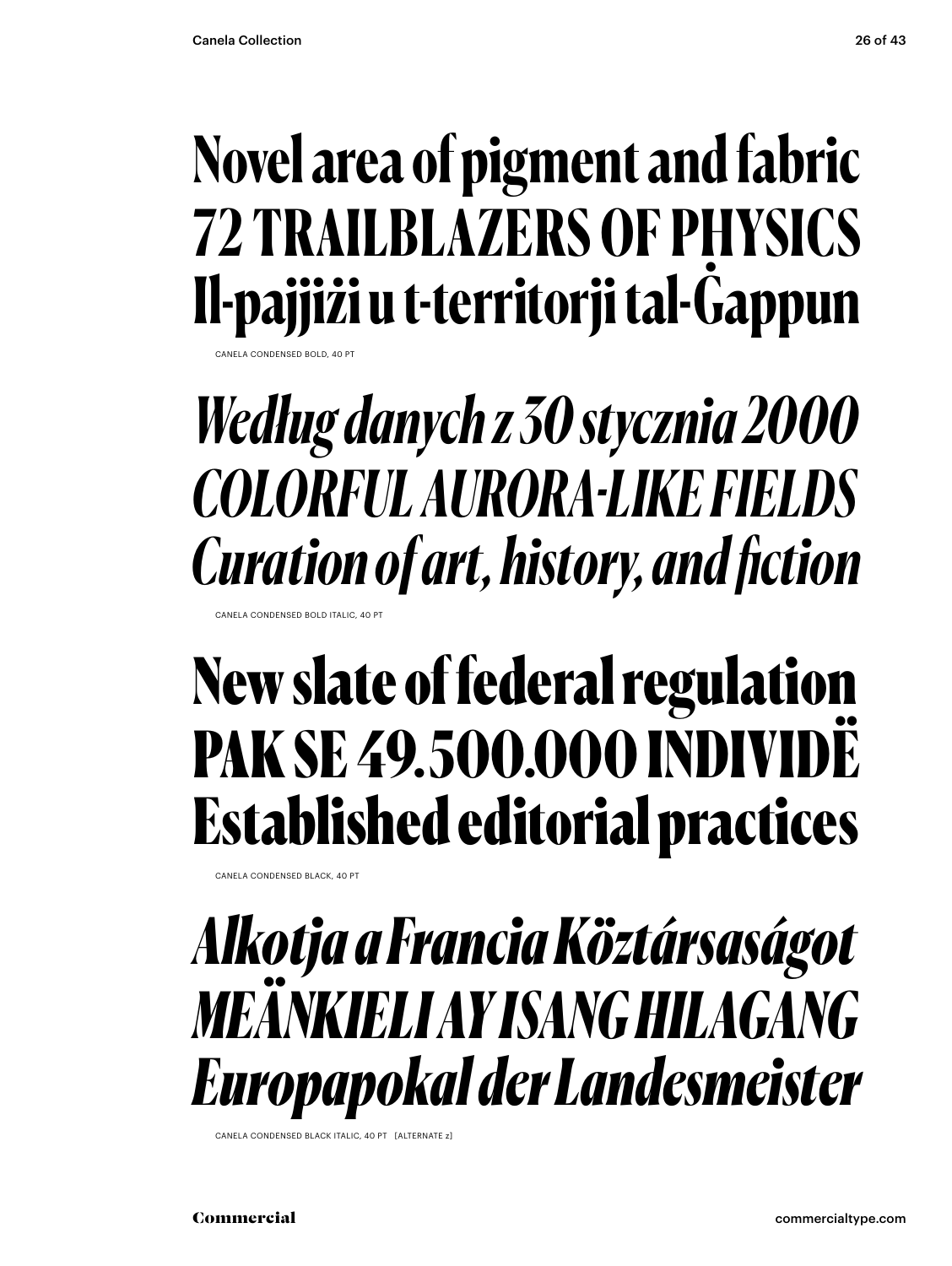**Novel area of pigment and fabric**
**72 TRAILBLAZERS OF PHYSICS**
**Il-pajjiżi u t-territorji tal-Ġappun**

CANELA CONDENSED BOLD, 40 PT

***Według danych z 30 stycznia 2000***
***COLORFUL AURORA-LIKE FIELDS***
***Curation of art, history, and fiction***

CANELA CONDENSED BOLD ITALIC, 40 PT

**New slate of federal regulation**
**PAK SE 49.500.000 INDIVIDË**
**Established editorial practices**

CANELA CONDENSED BLACK, 40 PT

***Alkotja a Francia Köztársaságot***
***MEÄNKIELI AY ISANG HILAGANG***
***Europapokal der Landesmeister***

CANELA CONDENSED BLACK ITALIC, 40 PT [ALTERNATE z]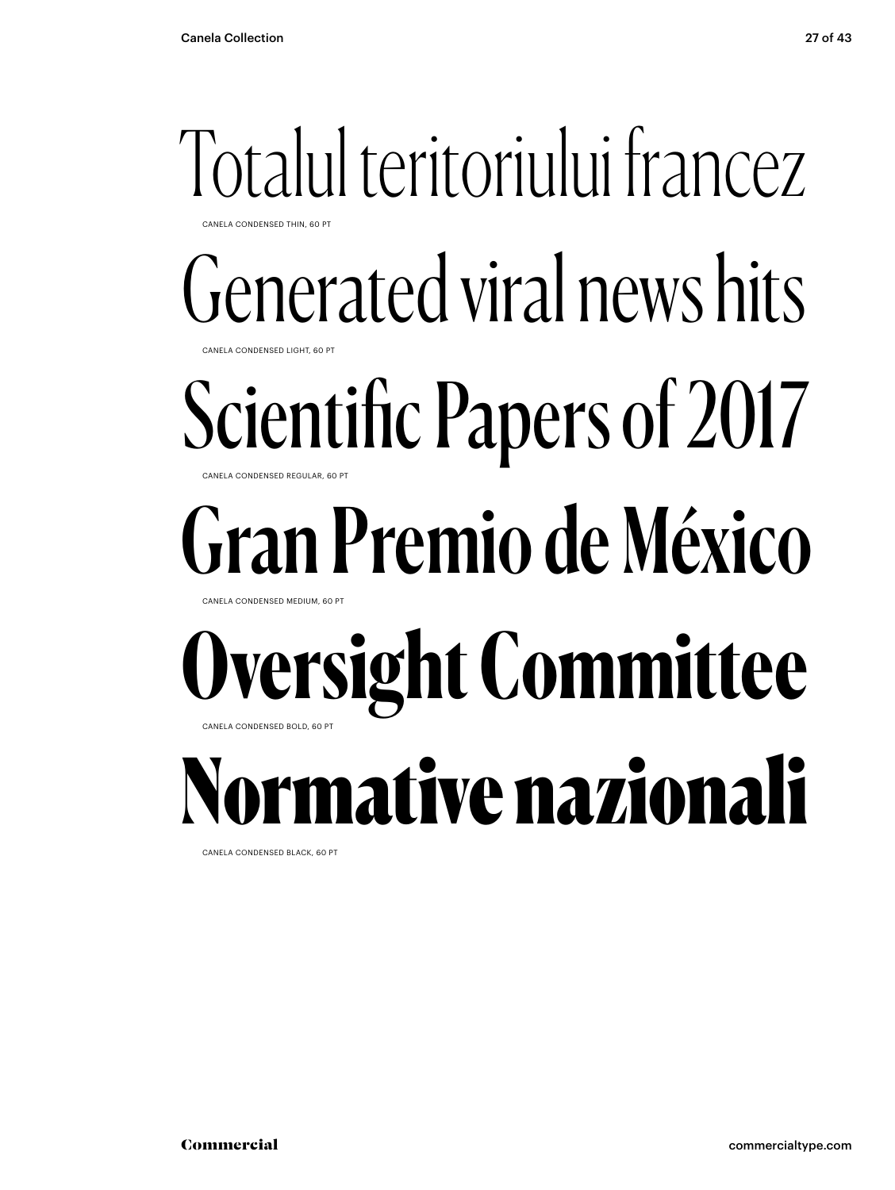Totalul teritoriului francez

CANELA CONDENSED THIN, 60 PT

Generated viral news hits

CANELA CONDENSED LIGHT, 60 PT

Scientific Papers of 2017

CANELA CONDENSED REGULAR, 60 PT

Gran Premio de México

CANELA CONDENSED MEDIUM, 60 PT

**Oversight Committee**

CANELA CONDENSED BOLD, 60 PT

**Normative nazionali**

CANELA CONDENSED BLACK, 60 PT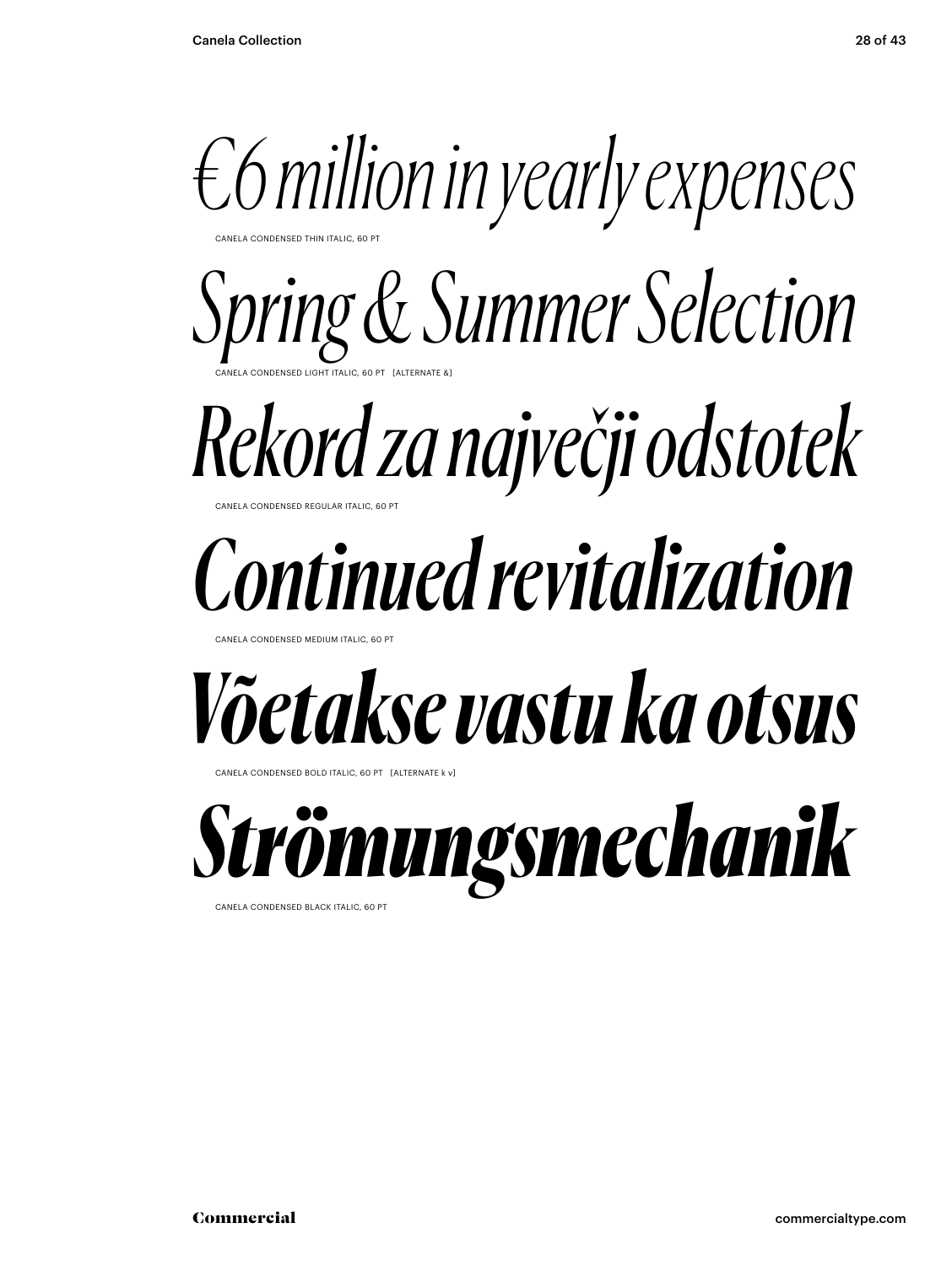*€6 million in yearly expenses*

CANELA CONDENSED THIN ITALIC, 60 PT

*Spring & Summer Selection*

CANELA CONDENSED LIGHT ITALIC, 60 PT [ALTERNATE &]

*Rekord za največji odstotek*

CANELA CONDENSED REGULAR ITALIC, 60 PT

***Continued revitalization***

CANELA CONDENSED MEDIUM ITALIC, 60 PT

***Võetakse vastu ka otsus***

CANELA CONDENSED BOLD ITALIC, 60 PT [ALTERNATE k v]

***Strömungsmechanik***

CANELA CONDENSED BLACK ITALIC, 60 PT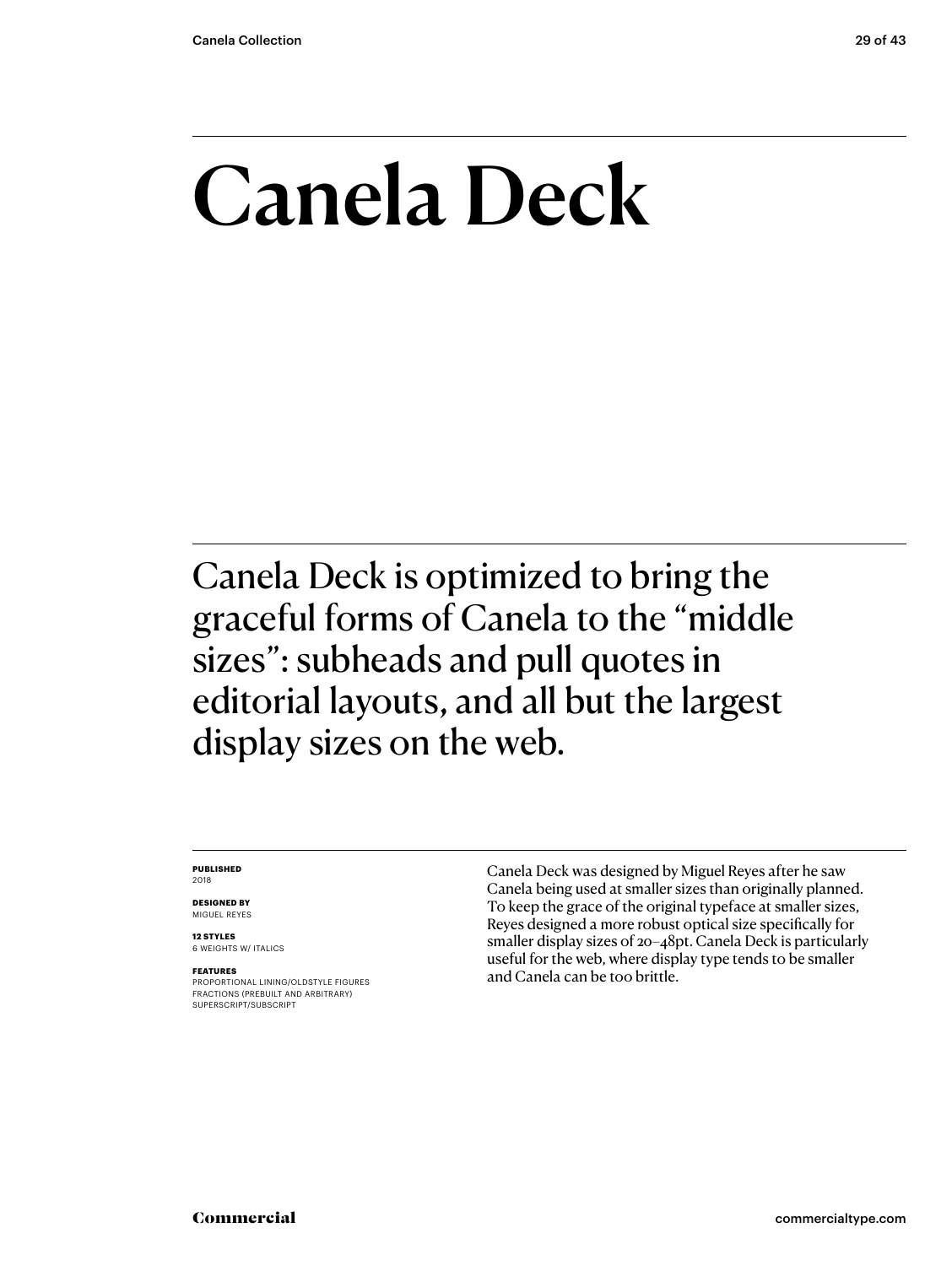# Canela Deck

Canela Deck is optimized to bring the graceful forms of Canela to the “middle sizes”: subheads and pull quotes in editorial layouts, and all but the largest display sizes on the web.

**PUBLISHED**
2018

**DESIGNED BY**
MIGUEL REYES

**12 STYLES**
6 WEIGHTS W/ ITALICS

**FEATURES**
PROPORTIONAL LINING/OLDSTYLE FIGURES
FRACTIONS (PREBUILT AND ARBITRARY)
SUPERSCRIPT/SUBSCRIPT

Canela Deck was designed by Miguel Reyes after he saw Canela being used at smaller sizes than originally planned. To keep the grace of the original typeface at smaller sizes, Reyes designed a more robust optical size specifically for smaller display sizes of 20–48pt. Canela Deck is particularly useful for the web, where display type tends to be smaller and Canela can be too brittle.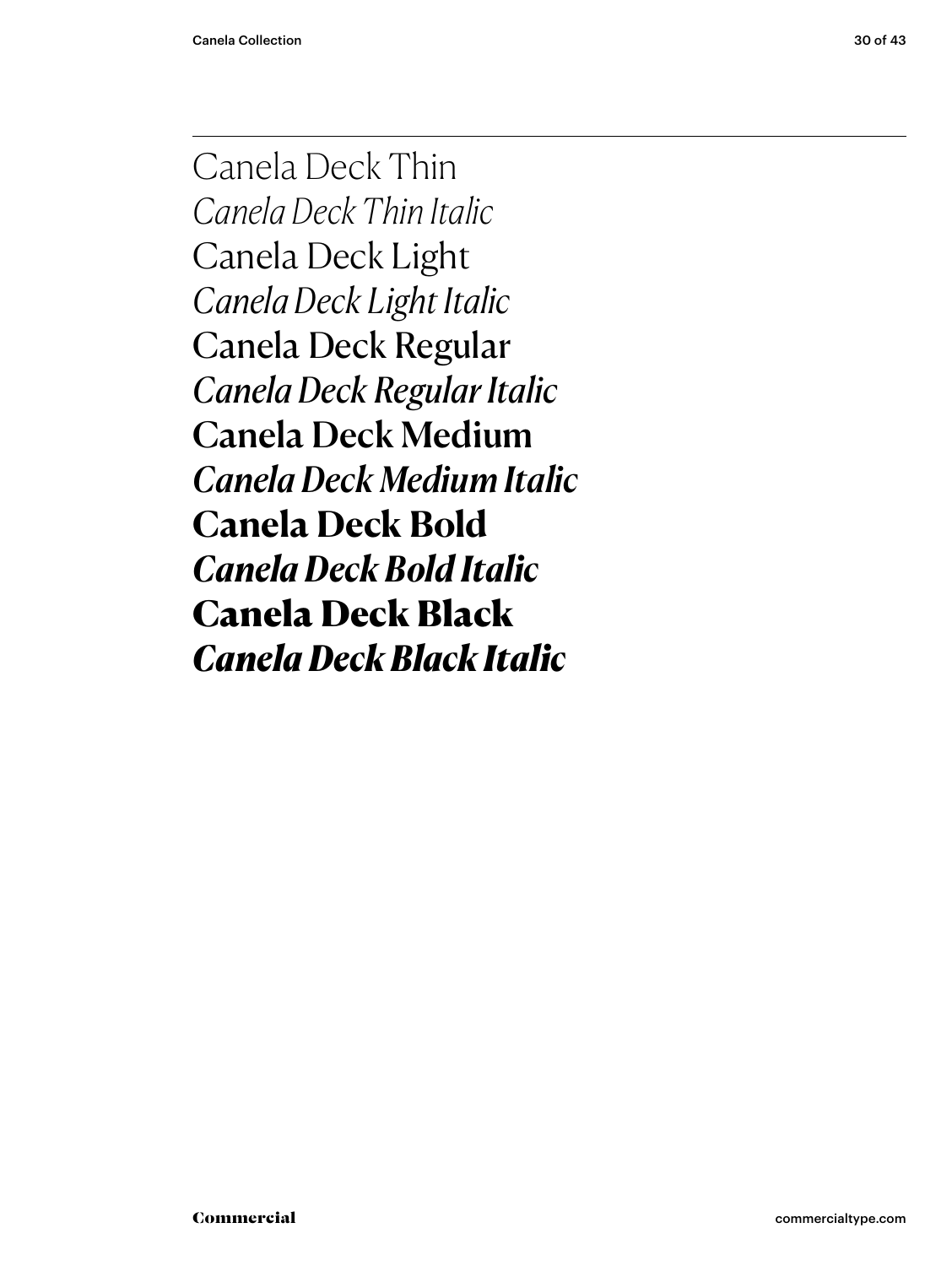Canela Deck Thin

*Canela Deck Thin Italic*

Canela Deck Light

*Canela Deck Light Italic*

Canela Deck Regular

*Canela Deck Regular Italic*

**Canela Deck Medium**

***Canela Deck Medium Italic***

**Canela Deck Bold**

***Canela Deck Bold Italic***

**Canela Deck Black**

***Canela Deck Black Italic***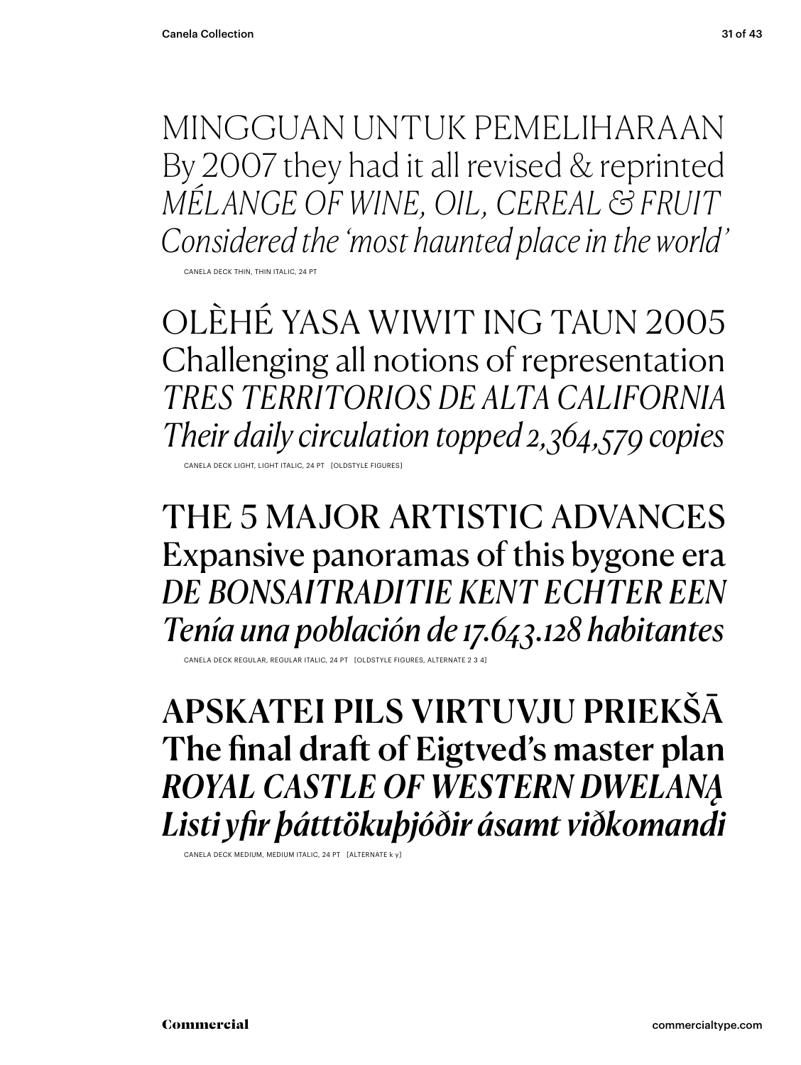MINGGUAN UNTUK PEMELIHARAAN
By 2007 they had it all revised & reprinted
*MÉLANGE OF WINE, OIL, CEREAL & FRUIT*
*Considered the 'most haunted place in the world'*

CANELA DECK THIN, THIN ITALIC, 24 PT

OLÈHÉ YASA WIWIT ING TAUN 2005
Challenging all notions of representation
*TRES TERRITORIOS DE ALTA CALIFORNIA*
*Their daily circulation topped 2,364,579 copies*

CANELA DECK LIGHT, LIGHT ITALIC, 24 PT [OLDSTYLE FIGURES]

THE 5 MAJOR ARTISTIC ADVANCES
Expansive panoramas of this bygone era
*DE BONSAITRADITIE KENT ECHTER EEN*
*Tenía una población de 17.643.128 habitantes*

CANELA DECK REGULAR, REGULAR ITALIC, 24 PT [OLDSTYLE FIGURES, ALTERNATE 2 3 4]

**APSKATEI PILS VIRTUVJU PRIEKŠĀ**
**The final draft of Eigtved's master plan**
***ROYAL CASTLE OF WESTERN DWELANĄ***
***Listi yfir þátttökuþjóðir ásamt viðkomandi***

CANELA DECK MEDIUM, MEDIUM ITALIC, 24 PT [ALTERNATE k y]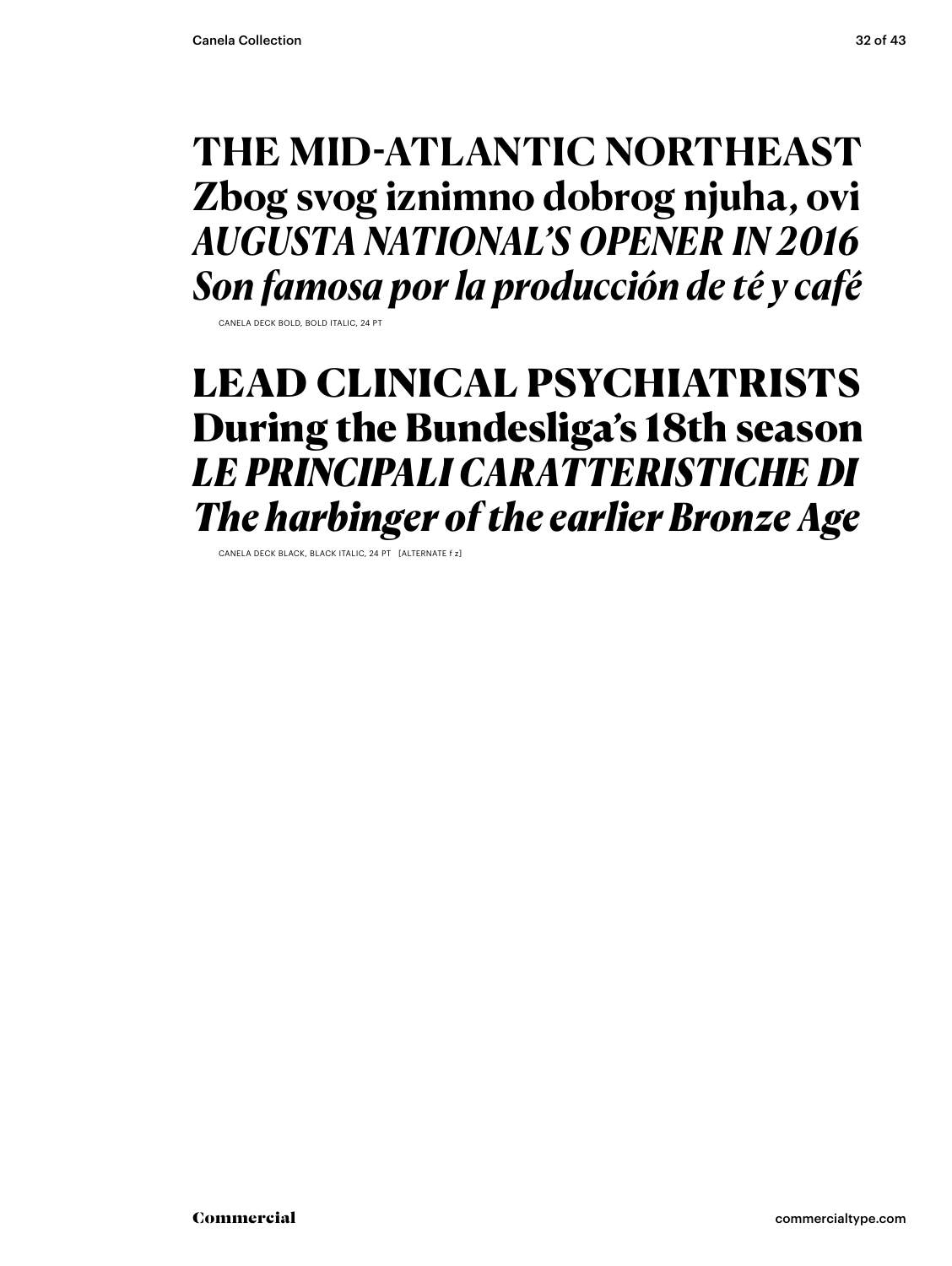**THE MID-ATLANTIC NORTHEAST**
**Zbog svog iznimno dobrog njuha, ovi**
***AUGUSTA NATIONAL'S OPENER IN 2016***
***Son famosa por la producción de té y café***

CANELA DECK BOLD, BOLD ITALIC, 24 PT

**LEAD CLINICAL PSYCHIATRISTS**
**During the Bundesliga's 18th season**
***LE PRINCIPALI CARATTERISTICHE DI***
***The harbinger of the earlier Bronze Age***

CANELA DECK BLACK, BLACK ITALIC, 24 PT [ALTERNATE f z]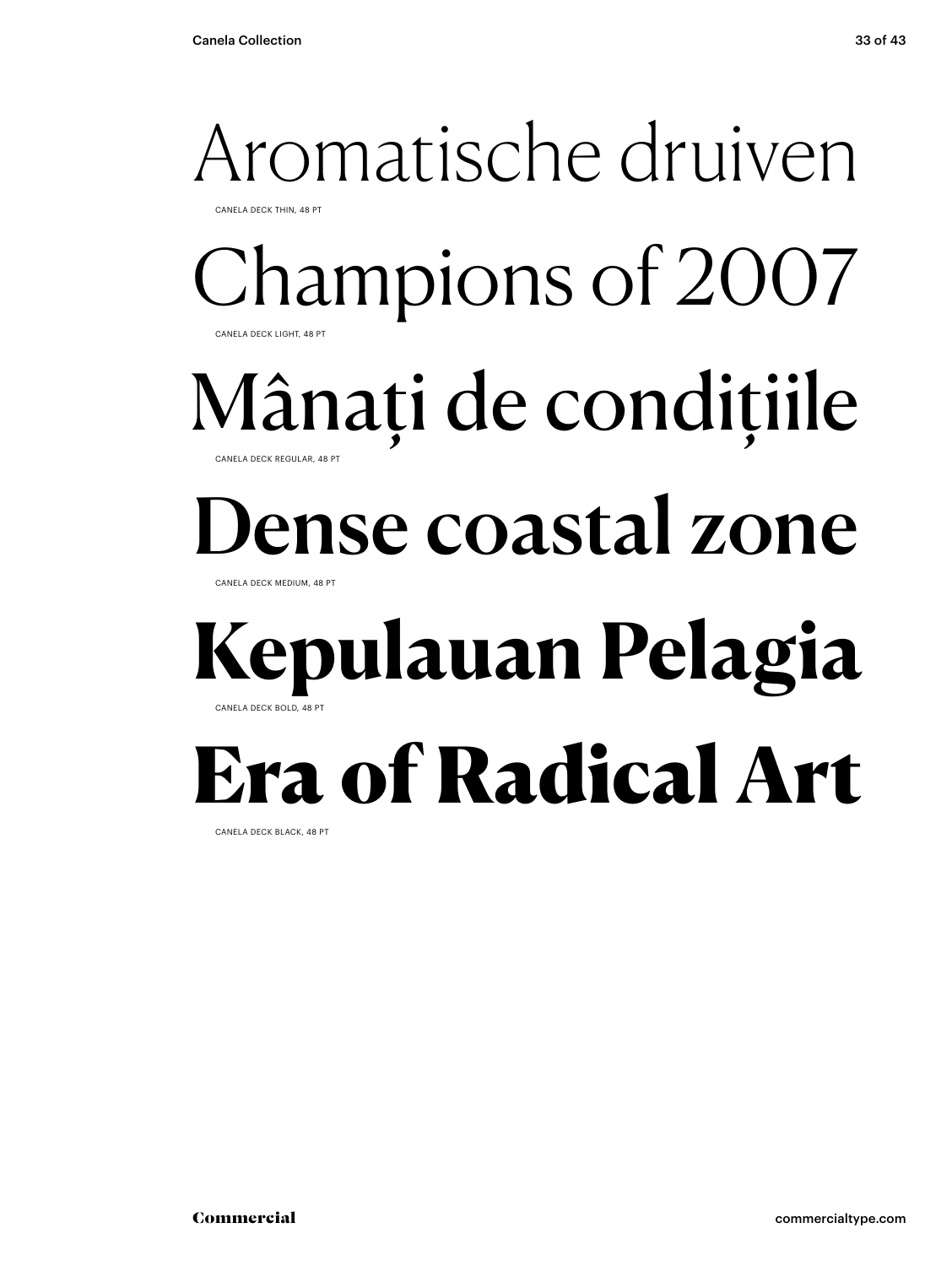Aromatische druiven

CANELA DECK THIN, 48 PT

Champions of 2007

CANELA DECK LIGHT, 48 PT

Mânați de condițiile

CANELA DECK REGULAR, 48 PT

Dense coastal zone

CANELA DECK MEDIUM, 48 PT

**Kepulauan Pelagia**

CANELA DECK BOLD, 48 PT

**Era of Radical Art**

CANELA DECK BLACK, 48 PT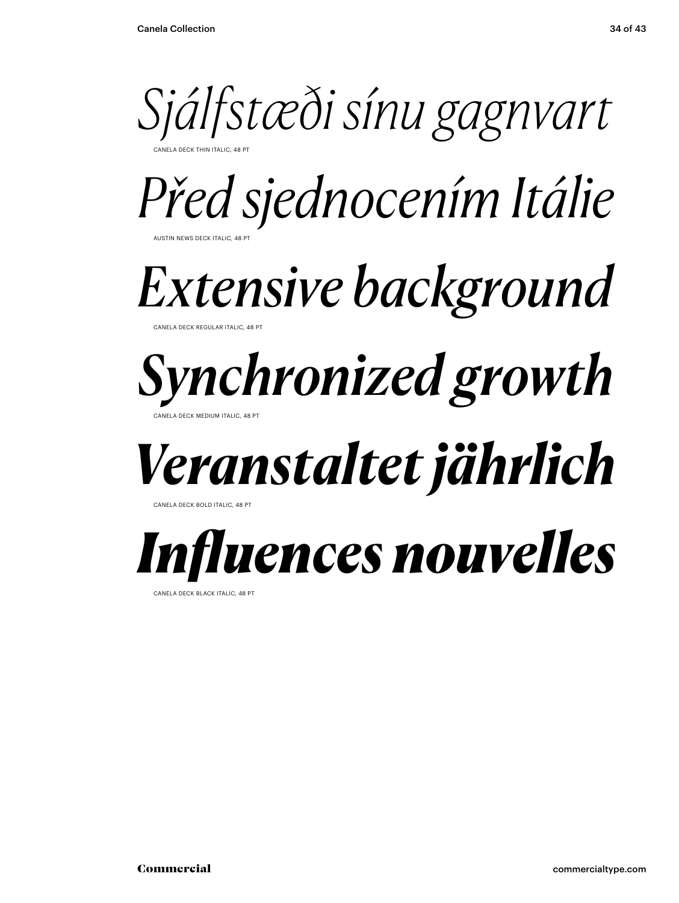*Sjálfstæði sínu gagnvart*

CANELA DECK THIN ITALIC, 48 PT

*Před sjednocením Itálie*

AUSTIN NEWS DECK ITALIC, 48 PT

*Extensive background*

CANELA DECK REGULAR ITALIC, 48 PT

***Synchronized growth***

CANELA DECK MEDIUM ITALIC, 48 PT

***Veranstaltet jährlich***

CANELA DECK BOLD ITALIC, 48 PT

***Influences nouvelles***

CANELA DECK BLACK ITALIC, 48 PT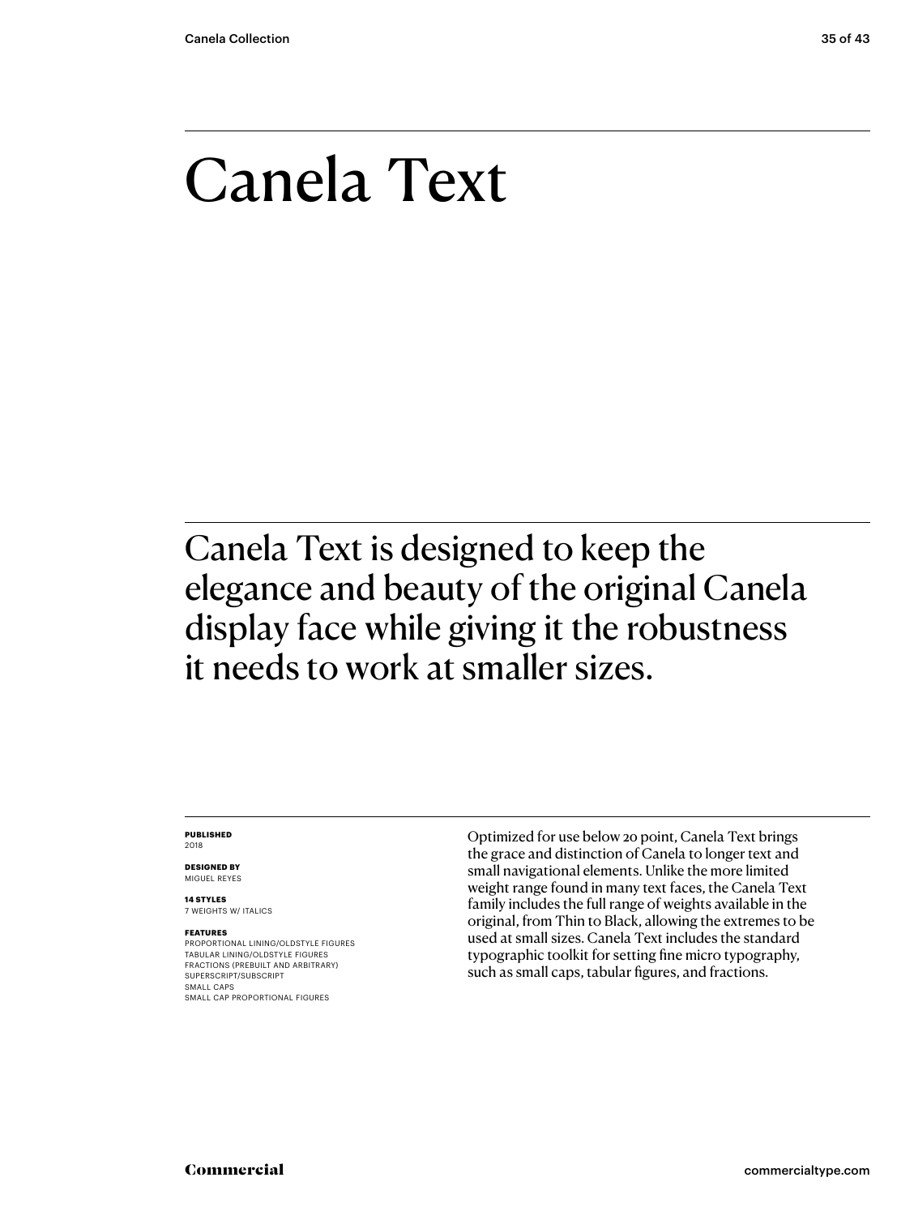# Canela Text

Canela Text is designed to keep the elegance and beauty of the original Canela display face while giving it the robustness it needs to work at smaller sizes.

**PUBLISHED**
2018

**DESIGNED BY**
MIGUEL REYES

**14 STYLES**
7 WEIGHTS W/ ITALICS

**FEATURES**
PROPORTIONAL LINING/OLDSTYLE FIGURES
TABULAR LINING/OLDSTYLE FIGURES
FRACTIONS (PREBUILT AND ARBITRARY)
SUPERSCRIPT/SUBSCRIPT
SMALL CAPS
SMALL CAP PROPORTIONAL FIGURES

Optimized for use below 20 point, Canela Text brings the grace and distinction of Canela to longer text and small navigational elements. Unlike the more limited weight range found in many text faces, the Canela Text family includes the full range of weights available in the original, from Thin to Black, allowing the extremes to be used at small sizes. Canela Text includes the standard typographic toolkit for setting fine micro typography, such as small caps, tabular figures, and fractions.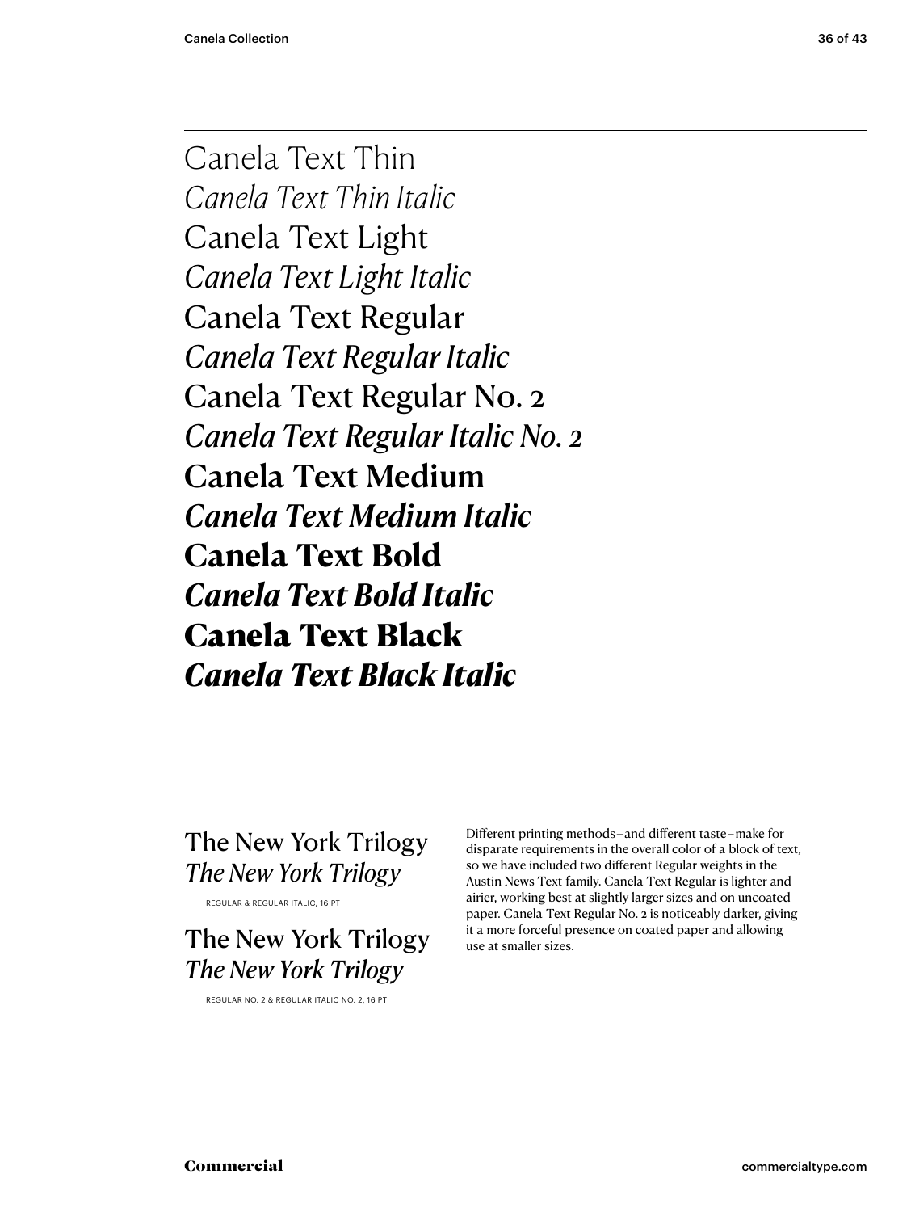Canela Text Thin
*Canela Text Thin Italic*
Canela Text Light
*Canela Text Light Italic*
Canela Text Regular
*Canela Text Regular Italic*
Canela Text Regular No. 2
*Canela Text Regular Italic No. 2*
**Canela Text Medium**
***Canela Text Medium Italic***
**Canela Text Bold**
***Canela Text Bold Italic***
**Canela Text Black**
***Canela Text Black Italic***

---

The New York Trilogy
*The New York Trilogy*

REGULAR & REGULAR ITALIC, 16 PT

The New York Trilogy
*The New York Trilogy*

REGULAR NO. 2 & REGULAR ITALIC NO. 2, 16 PT

Different printing methods – and different taste – make for disparate requirements in the overall color of a block of text, so we have included two different Regular weights in the Austin News Text family. Canela Text Regular is lighter and airier, working best at slightly larger sizes and on uncoated paper. Canela Text Regular No. 2 is noticeably darker, giving it a more forceful presence on coated paper and allowing use at smaller sizes.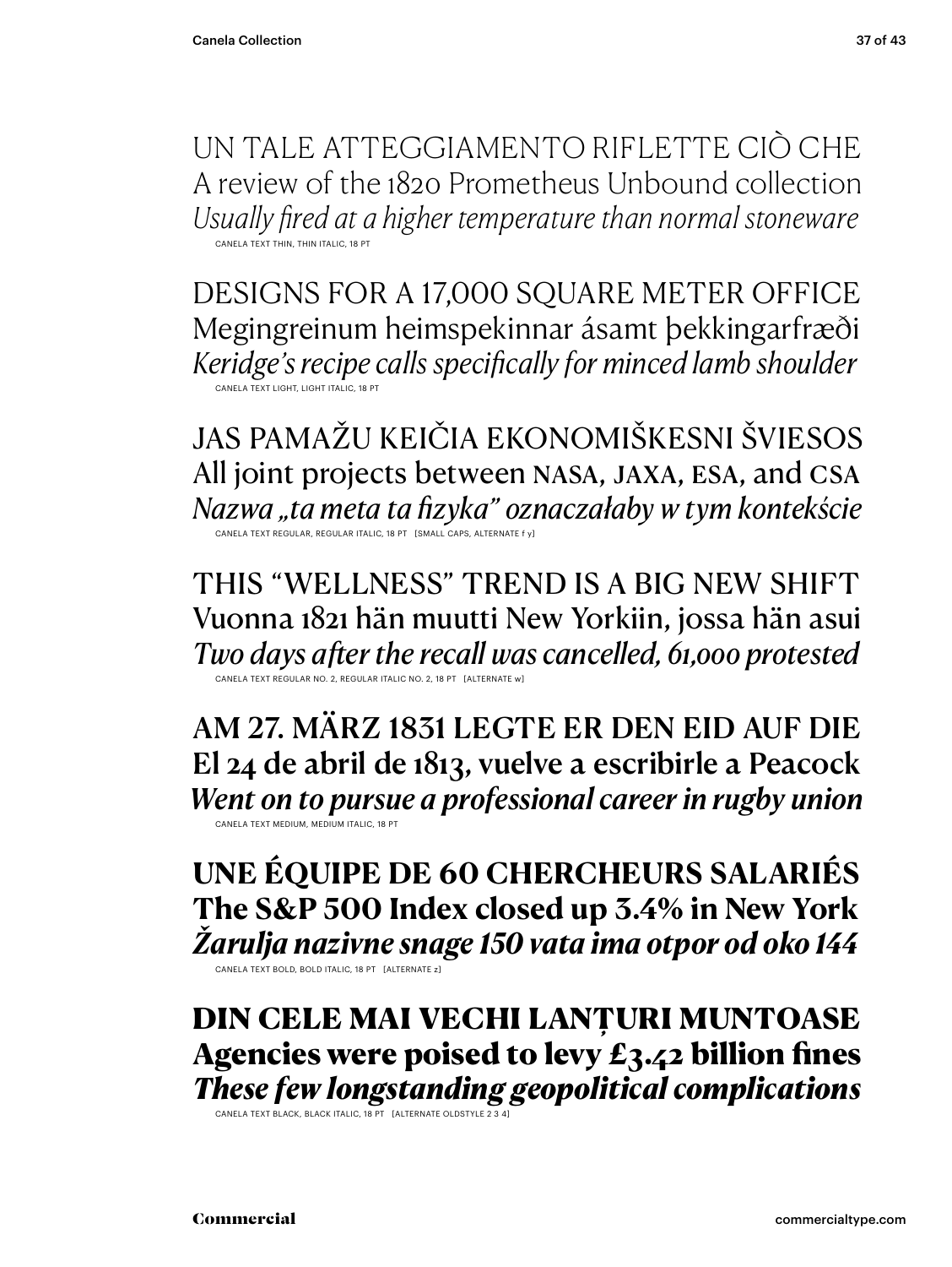UN TALE ATTEGGIAMENTO RIFLETTE CIÒ CHE
A review of the 1820 Prometheus Unbound collection
*Usually fired at a higher temperature than normal stoneware*
CANELA TEXT THIN, THIN ITALIC, 18 PT

DESIGNS FOR A 17,000 SQUARE METER OFFICE
Megingreinum heimspekinnar ásamt þekkingarfræði
*Keridge's recipe calls specifically for minced lamb shoulder*
CANELA TEXT LIGHT, LIGHT ITALIC, 18 PT

JAS PAMAŽU KEIČIA EKONOMIŠKESNI ŠVIESOS
All joint projects between NASA, JAXA, ESA, and CSA
*Nazwa „ta meta ta fizyka" oznaczałaby w tym kontekście*
CANELA TEXT REGULAR, REGULAR ITALIC, 18 PT [SMALL CAPS, ALTERNATE f y]

THIS "WELLNESS" TREND IS A BIG NEW SHIFT
Vuonna 1821 hän muutti New Yorkiin, jossa hän asui
*Two days after the recall was cancelled, 61,000 protested*
CANELA TEXT REGULAR NO. 2, REGULAR ITALIC NO. 2, 18 PT [ALTERNATE w]

**AM 27. MÄRZ 1831 LEGTE ER DEN EID AUF DIE**
**El 24 de abril de 1813, vuelve a escribirle a Peacock**
***Went on to pursue a professional career in rugby union***
CANELA TEXT MEDIUM, MEDIUM ITALIC, 18 PT

**UNE ÉQUIPE DE 60 CHERCHEURS SALARIÉS**
**The S&P 500 Index closed up 3.4% in New York**
***Žarulja nazivne snage 150 vata ima otpor od oko 144***
CANELA TEXT BOLD, BOLD ITALIC, 18 PT [ALTERNATE z]

**DIN CELE MAI VECHI LANȚURI MUNTOASE**
**Agencies were poised to levy £3.42 billion fines**
***These few longstanding geopolitical complications***
CANELA TEXT BLACK, BLACK ITALIC, 18 PT [ALTERNATE OLDSTYLE 2 3 4]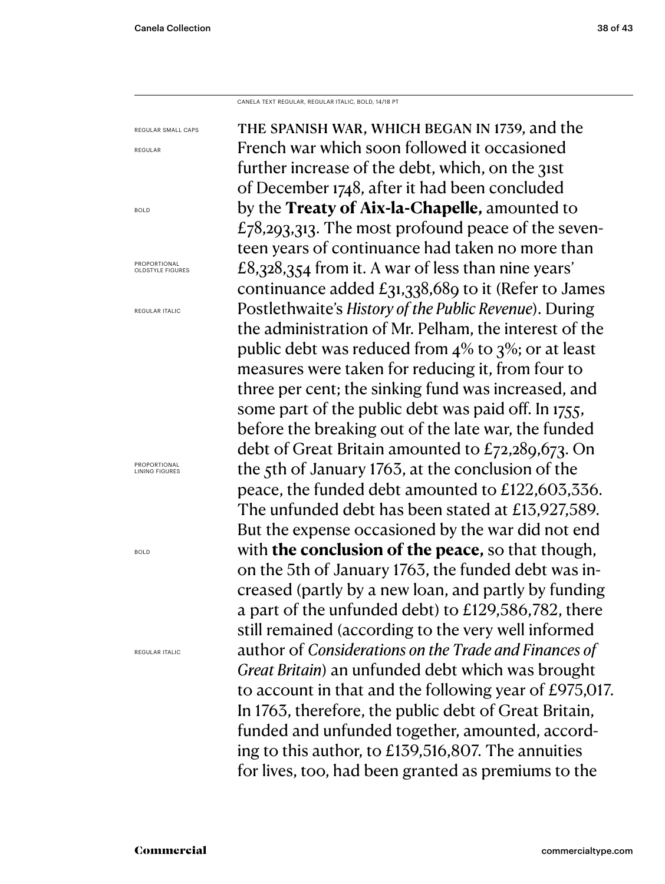CANELA TEXT REGULAR, REGULAR ITALIC, BOLD, 14/18 PT

REGULAR SMALL CAPS

REGULAR

BOLD

PROPORTIONAL OLDSTYLE FIGURES

REGULAR ITALIC

PROPORTIONAL LINING FIGURES

BOLD

REGULAR ITALIC

THE SPANISH WAR, WHICH BEGAN IN 1739, and the French war which soon followed it occasioned further increase of the debt, which, on the 31st of December 1748, after it had been concluded by the **Treaty of Aix-la-Chapelle,** amounted to £78,293,313. The most profound peace of the seventeen years of continuance had taken no more than £8,328,354 from it. A war of less than nine years' continuance added £31,338,689 to it (Refer to James Postlethwaite's *History of the Public Revenue*). During the administration of Mr. Pelham, the interest of the public debt was reduced from 4% to 3%; or at least measures were taken for reducing it, from four to three per cent; the sinking fund was increased, and some part of the public debt was paid off. In 1755, before the breaking out of the late war, the funded debt of Great Britain amounted to £72,289,673. On the 5th of January 1763, at the conclusion of the peace, the funded debt amounted to £122,603,336. The unfunded debt has been stated at £13,927,589. But the expense occasioned by the war did not end with **the conclusion of the peace,** so that though, on the 5th of January 1763, the funded debt was increased (partly by a new loan, and partly by funding a part of the unfunded debt) to £129,586,782, there still remained (according to the very well informed author of *Considerations on the Trade and Finances of Great Britain*) an unfunded debt which was brought to account in that and the following year of £975,017. In 1763, therefore, the public debt of Great Britain, funded and unfunded together, amounted, according to this author, to £139,516,807. The annuities for lives, too, had been granted as premiums to the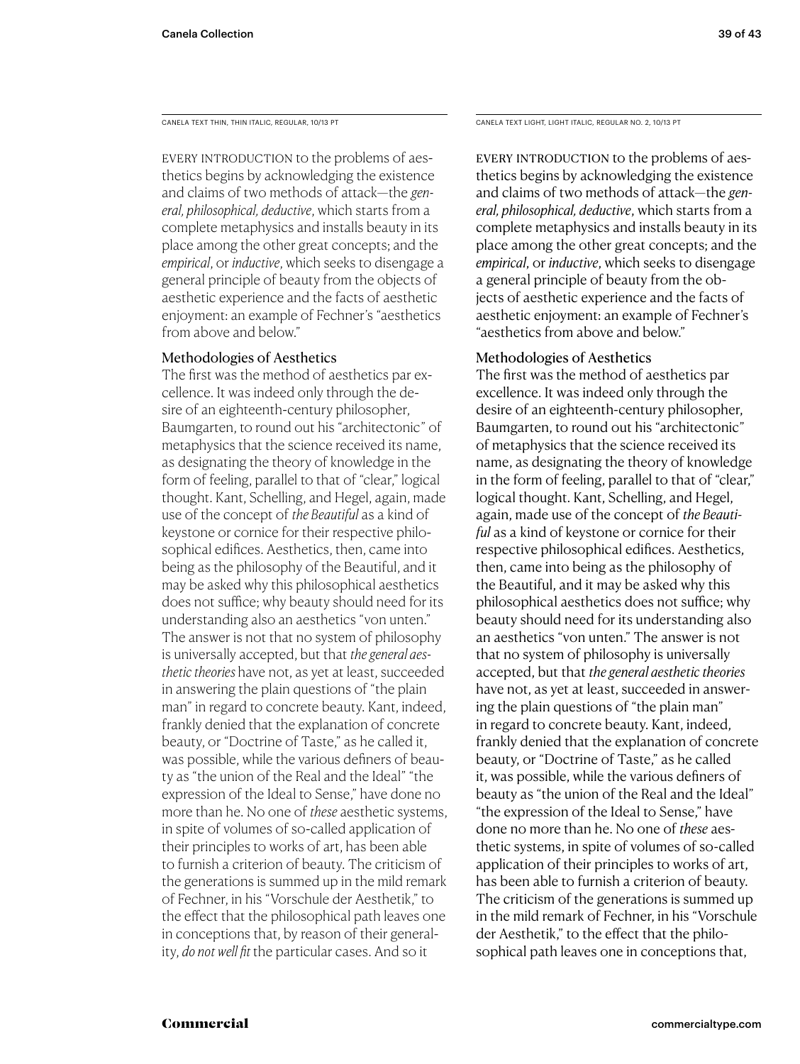CANELA TEXT THIN, THIN ITALIC, REGULAR, 10/13 PT

EVERY INTRODUCTION to the problems of aesthetics begins by acknowledging the existence and claims of two methods of attack—the *general, philosophical, deductive*, which starts from a complete metaphysics and installs beauty in its place among the other great concepts; and the *empirical*, or *inductive*, which seeks to disengage a general principle of beauty from the objects of aesthetic experience and the facts of aesthetic enjoyment: an example of Fechner's "aesthetics from above and below."

### Methodologies of Aesthetics

The first was the method of aesthetics par excellence. It was indeed only through the desire of an eighteenth-century philosopher, Baumgarten, to round out his "architectonic" of metaphysics that the science received its name, as designating the theory of knowledge in the form of feeling, parallel to that of "clear," logical thought. Kant, Schelling, and Hegel, again, made use of the concept of *the Beautiful* as a kind of keystone or cornice for their respective philosophical edifices. Aesthetics, then, came into being as the philosophy of the Beautiful, and it may be asked why this philosophical aesthetics does not suffice; why beauty should need for its understanding also an aesthetics "von unten." The answer is not that no system of philosophy is universally accepted, but that *the general aesthetic theories* have not, as yet at least, succeeded in answering the plain questions of "the plain man" in regard to concrete beauty. Kant, indeed, frankly denied that the explanation of concrete beauty, or "Doctrine of Taste," as he called it, was possible, while the various definers of beauty as "the union of the Real and the Ideal" "the expression of the Ideal to Sense," have done no more than he. No one of *these* aesthetic systems, in spite of volumes of so-called application of their principles to works of art, has been able to furnish a criterion of beauty. The criticism of the generations is summed up in the mild remark of Fechner, in his "Vorschule der Aesthetik," to the effect that the philosophical path leaves one in conceptions that, by reason of their generality, *do not well fit* the particular cases. And so it

CANELA TEXT LIGHT, LIGHT ITALIC, REGULAR NO. 2, 10/13 PT

EVERY INTRODUCTION to the problems of aesthetics begins by acknowledging the existence and claims of two methods of attack—the *general, philosophical, deductive*, which starts from a complete metaphysics and installs beauty in its place among the other great concepts; and the *empirical*, or *inductive*, which seeks to disengage a general principle of beauty from the objects of aesthetic experience and the facts of aesthetic enjoyment: an example of Fechner's "aesthetics from above and below."

### Methodologies of Aesthetics

The first was the method of aesthetics par excellence. It was indeed only through the desire of an eighteenth-century philosopher, Baumgarten, to round out his "architectonic" of metaphysics that the science received its name, as designating the theory of knowledge in the form of feeling, parallel to that of "clear," logical thought. Kant, Schelling, and Hegel, again, made use of the concept of *the Beautiful* as a kind of keystone or cornice for their respective philosophical edifices. Aesthetics, then, came into being as the philosophy of the Beautiful, and it may be asked why this philosophical aesthetics does not suffice; why beauty should need for its understanding also an aesthetics "von unten." The answer is not that no system of philosophy is universally accepted, but that *the general aesthetic theories* have not, as yet at least, succeeded in answering the plain questions of "the plain man" in regard to concrete beauty. Kant, indeed, frankly denied that the explanation of concrete beauty, or "Doctrine of Taste," as he called it, was possible, while the various definers of beauty as "the union of the Real and the Ideal" "the expression of the Ideal to Sense," have done no more than he. No one of *these* aesthetic systems, in spite of volumes of so-called application of their principles to works of art, has been able to furnish a criterion of beauty. The criticism of the generations is summed up in the mild remark of Fechner, in his "Vorschule der Aesthetik," to the effect that the philosophical path leaves one in conceptions that,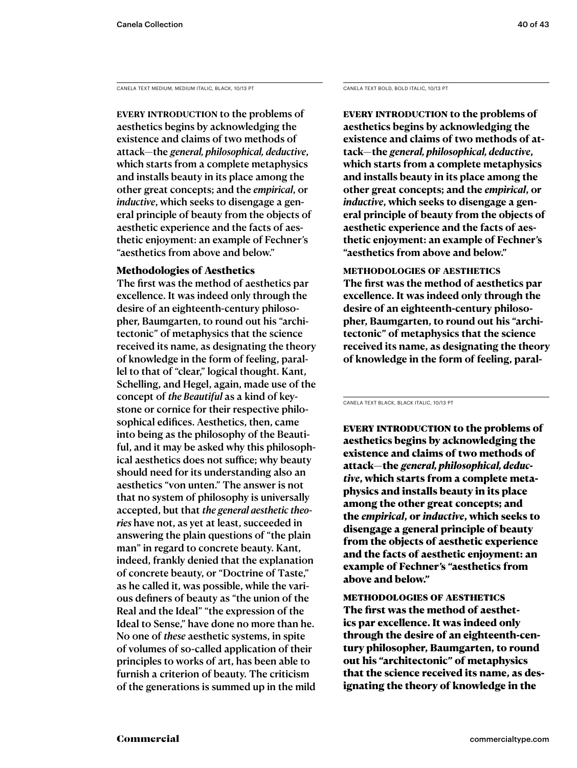CANELA TEXT MEDIUM, MEDIUM ITALIC, BLACK, 10/13 PT

EVERY INTRODUCTION to the problems of aesthetics begins by acknowledging the existence and claims of two methods of attack—the *general, philosophical, deductive*, which starts from a complete metaphysics and installs beauty in its place among the other great concepts; and the *empirical*, or *inductive*, which seeks to disengage a general principle of beauty from the objects of aesthetic experience and the facts of aesthetic enjoyment: an example of Fechner's "aesthetics from above and below."

**Methodologies of Aesthetics**

The first was the method of aesthetics par excellence. It was indeed only through the desire of an eighteenth-century philosopher, Baumgarten, to round out his "architectonic" of metaphysics that the science received its name, as designating the theory of knowledge in the form of feeling, parallel to that of "clear," logical thought. Kant, Schelling, and Hegel, again, made use of the concept of *the Beautiful* as a kind of keystone or cornice for their respective philosophical edifices. Aesthetics, then, came into being as the philosophy of the Beautiful, and it may be asked why this philosophical aesthetics does not suffice; why beauty should need for its understanding also an aesthetics "von unten." The answer is not that no system of philosophy is universally accepted, but that *the general aesthetic theories* have not, as yet at least, succeeded in answering the plain questions of "the plain man" in regard to concrete beauty. Kant, indeed, frankly denied that the explanation of concrete beauty, or "Doctrine of Taste," as he called it, was possible, while the various definers of beauty as "the union of the Real and the Ideal" "the expression of the Ideal to Sense," have done no more than he. No one of *these* aesthetic systems, in spite of volumes of so-called application of their principles to works of art, has been able to furnish a criterion of beauty. The criticism of the generations is summed up in the mild

CANELA TEXT BOLD, BOLD ITALIC, 10/13 PT

**EVERY INTRODUCTION to the problems of aesthetics begins by acknowledging the existence and claims of two methods of attack—the *general, philosophical, deductive*, which starts from a complete metaphysics and installs beauty in its place among the other great concepts; and the *empirical*, or *inductive*, which seeks to disengage a general principle of beauty from the objects of aesthetic experience and the facts of aesthetic enjoyment: an example of Fechner's "aesthetics from above and below."**

**METHODOLOGIES OF AESTHETICS**

**The first was the method of aesthetics par excellence. It was indeed only through the desire of an eighteenth-century philosopher, Baumgarten, to round out his "architectonic" of metaphysics that the science received its name, as designating the theory of knowledge in the form of feeling, paral-**

CANELA TEXT BLACK, BLACK ITALIC, 10/13 PT

**EVERY INTRODUCTION to the problems of aesthetics begins by acknowledging the existence and claims of two methods of attack—the *general, philosophical, deductive*, which starts from a complete metaphysics and installs beauty in its place among the other great concepts; and the *empirical*, or *inductive*, which seeks to disengage a general principle of beauty from the objects of aesthetic experience and the facts of aesthetic enjoyment: an example of Fechner's "aesthetics from above and below."**

**METHODOLOGIES OF AESTHETICS**

**The first was the method of aesthetics par excellence. It was indeed only through the desire of an eighteenth-century philosopher, Baumgarten, to round out his "architectonic" of metaphysics that the science received its name, as designating the theory of knowledge in the**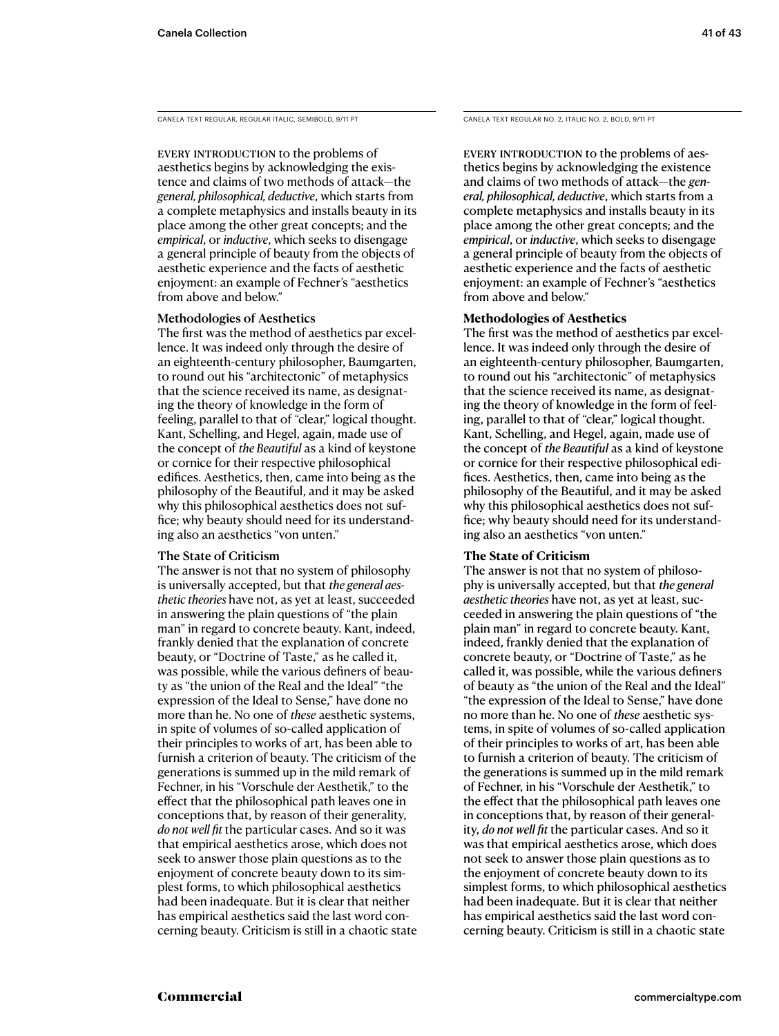CANELA TEXT REGULAR, REGULAR ITALIC, SEMIBOLD, 9/11 PT

EVERY INTRODUCTION to the problems of aesthetics begins by acknowledging the existence and claims of two methods of attack—the *general, philosophical, deductive*, which starts from a complete metaphysics and installs beauty in its place among the other great concepts; and the *empirical*, or *inductive*, which seeks to disengage a general principle of beauty from the objects of aesthetic experience and the facts of aesthetic enjoyment: an example of Fechner's "aesthetics from above and below."

**Methodologies of Aesthetics**

The first was the method of aesthetics par excellence. It was indeed only through the desire of an eighteenth-century philosopher, Baumgarten, to round out his "architectonic" of metaphysics that the science received its name, as designating the theory of knowledge in the form of feeling, parallel to that of "clear," logical thought. Kant, Schelling, and Hegel, again, made use of the concept of *the Beautiful* as a kind of keystone or cornice for their respective philosophical edifices. Aesthetics, then, came into being as the philosophy of the Beautiful, and it may be asked why this philosophical aesthetics does not suffice; why beauty should need for its understanding also an aesthetics "von unten."

**The State of Criticism**

The answer is not that no system of philosophy is universally accepted, but that *the general aesthetic theories* have not, as yet at least, succeeded in answering the plain questions of "the plain man" in regard to concrete beauty. Kant, indeed, frankly denied that the explanation of concrete beauty, or "Doctrine of Taste," as he called it, was possible, while the various definers of beauty as "the union of the Real and the Ideal" "the expression of the Ideal to Sense," have done no more than he. No one of *these* aesthetic systems, in spite of volumes of so-called application of their principles to works of art, has been able to furnish a criterion of beauty. The criticism of the generations is summed up in the mild remark of Fechner, in his "Vorschule der Aesthetik," to the effect that the philosophical path leaves one in conceptions that, by reason of their generality, *do not well fit* the particular cases. And so it was that empirical aesthetics arose, which does not seek to answer those plain questions as to the enjoyment of concrete beauty down to its simplest forms, to which philosophical aesthetics had been inadequate. But it is clear that neither has empirical aesthetics said the last word concerning beauty. Criticism is still in a chaotic state

CANELA TEXT REGULAR NO. 2, ITALIC NO. 2, BOLD, 9/11 PT

EVERY INTRODUCTION to the problems of aesthetics begins by acknowledging the existence and claims of two methods of attack—the *general, philosophical, deductive*, which starts from a complete metaphysics and installs beauty in its place among the other great concepts; and the *empirical*, or *inductive*, which seeks to disengage a general principle of beauty from the objects of aesthetic experience and the facts of aesthetic enjoyment: an example of Fechner's "aesthetics from above and below."

**Methodologies of Aesthetics**

The first was the method of aesthetics par excellence. It was indeed only through the desire of an eighteenth-century philosopher, Baumgarten, to round out his "architectonic" of metaphysics that the science received its name, as designating the theory of knowledge in the form of feeling, parallel to that of "clear," logical thought. Kant, Schelling, and Hegel, again, made use of the concept of *the Beautiful* as a kind of keystone or cornice for their respective philosophical edifices. Aesthetics, then, came into being as the philosophy of the Beautiful, and it may be asked why this philosophical aesthetics does not suffice; why beauty should need for its understanding also an aesthetics "von unten."

**The State of Criticism**

The answer is not that no system of philosophy is universally accepted, but that *the general aesthetic theories* have not, as yet at least, succeeded in answering the plain questions of "the plain man" in regard to concrete beauty. Kant, indeed, frankly denied that the explanation of concrete beauty, or "Doctrine of Taste," as he called it, was possible, while the various definers of beauty as "the union of the Real and the Ideal" "the expression of the Ideal to Sense," have done no more than he. No one of *these* aesthetic systems, in spite of volumes of so-called application of their principles to works of art, has been able to furnish a criterion of beauty. The criticism of the generations is summed up in the mild remark of Fechner, in his "Vorschule der Aesthetik," to the effect that the philosophical path leaves one in conceptions that, by reason of their generality, *do not well fit* the particular cases. And so it was that empirical aesthetics arose, which does not seek to answer those plain questions as to the enjoyment of concrete beauty down to its simplest forms, to which philosophical aesthetics had been inadequate. But it is clear that neither has empirical aesthetics said the last word concerning beauty. Criticism is still in a chaotic state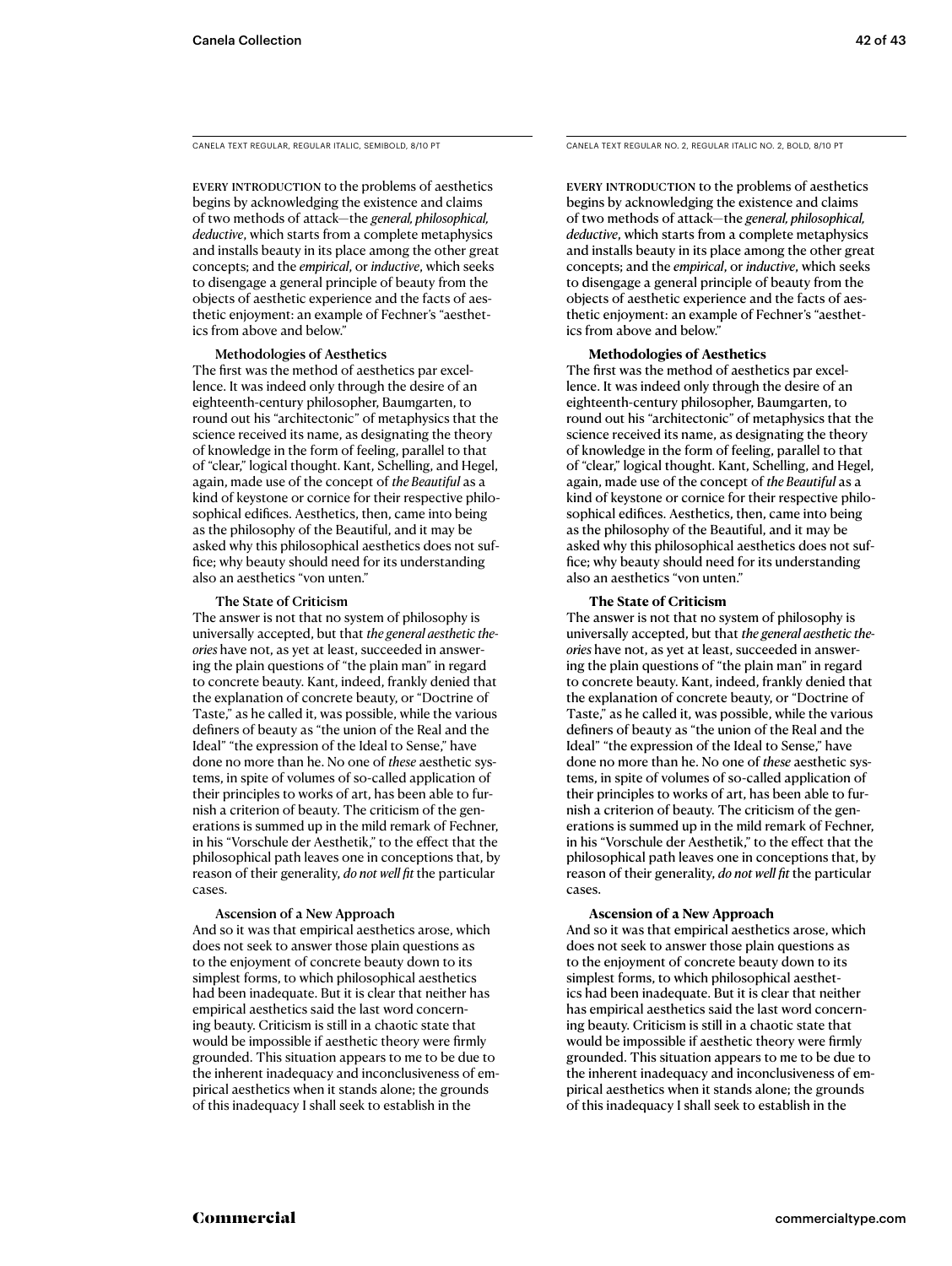CANELA TEXT REGULAR, REGULAR ITALIC, SEMIBOLD, 8/10 PT

EVERY INTRODUCTION to the problems of aesthetics begins by acknowledging the existence and claims of two methods of attack—the *general, philosophical, deductive*, which starts from a complete metaphysics and installs beauty in its place among the other great concepts; and the *empirical*, or *inductive*, which seeks to disengage a general principle of beauty from the objects of aesthetic experience and the facts of aesthetic enjoyment: an example of Fechner's "aesthetics from above and below."

**Methodologies of Aesthetics**

The first was the method of aesthetics par excellence. It was indeed only through the desire of an eighteenth-century philosopher, Baumgarten, to round out his "architectonic" of metaphysics that the science received its name, as designating the theory of knowledge in the form of feeling, parallel to that of "clear," logical thought. Kant, Schelling, and Hegel, again, made use of the concept of *the Beautiful* as a kind of keystone or cornice for their respective philosophical edifices. Aesthetics, then, came into being as the philosophy of the Beautiful, and it may be asked why this philosophical aesthetics does not suffice; why beauty should need for its understanding also an aesthetics "von unten."

**The State of Criticism**

The answer is not that no system of philosophy is universally accepted, but that *the general aesthetic theories* have not, as yet at least, succeeded in answering the plain questions of "the plain man" in regard to concrete beauty. Kant, indeed, frankly denied that the explanation of concrete beauty, or "Doctrine of Taste," as he called it, was possible, while the various definers of beauty as "the union of the Real and the Ideal" "the expression of the Ideal to Sense," have done no more than he. No one of *these* aesthetic systems, in spite of volumes of so-called application of their principles to works of art, has been able to furnish a criterion of beauty. The criticism of the generations is summed up in the mild remark of Fechner, in his "Vorschule der Aesthetik," to the effect that the philosophical path leaves one in conceptions that, by reason of their generality, *do not well fit* the particular cases.

**Ascension of a New Approach**

And so it was that empirical aesthetics arose, which does not seek to answer those plain questions as to the enjoyment of concrete beauty down to its simplest forms, to which philosophical aesthetics had been inadequate. But it is clear that neither has empirical aesthetics said the last word concerning beauty. Criticism is still in a chaotic state that would be impossible if aesthetic theory were firmly grounded. This situation appears to me to be due to the inherent inadequacy and inconclusiveness of empirical aesthetics when it stands alone; the grounds of this inadequacy I shall seek to establish in the

CANELA TEXT REGULAR NO. 2, REGULAR ITALIC NO. 2, BOLD, 8/10 PT

EVERY INTRODUCTION to the problems of aesthetics begins by acknowledging the existence and claims of two methods of attack—the *general, philosophical, deductive*, which starts from a complete metaphysics and installs beauty in its place among the other great concepts; and the *empirical*, or *inductive*, which seeks to disengage a general principle of beauty from the objects of aesthetic experience and the facts of aesthetic enjoyment: an example of Fechner's "aesthetics from above and below."

**Methodologies of Aesthetics**

The first was the method of aesthetics par excellence. It was indeed only through the desire of an eighteenth-century philosopher, Baumgarten, to round out his "architectonic" of metaphysics that the science received its name, as designating the theory of knowledge in the form of feeling, parallel to that of "clear," logical thought. Kant, Schelling, and Hegel, again, made use of the concept of *the Beautiful* as a kind of keystone or cornice for their respective philosophical edifices. Aesthetics, then, came into being as the philosophy of the Beautiful, and it may be asked why this philosophical aesthetics does not suffice; why beauty should need for its understanding also an aesthetics "von unten."

**The State of Criticism**

The answer is not that no system of philosophy is universally accepted, but that *the general aesthetic theories* have not, as yet at least, succeeded in answering the plain questions of "the plain man" in regard to concrete beauty. Kant, indeed, frankly denied that the explanation of concrete beauty, or "Doctrine of Taste," as he called it, was possible, while the various definers of beauty as "the union of the Real and the Ideal" "the expression of the Ideal to Sense," have done no more than he. No one of *these* aesthetic systems, in spite of volumes of so-called application of their principles to works of art, has been able to furnish a criterion of beauty. The criticism of the generations is summed up in the mild remark of Fechner, in his "Vorschule der Aesthetik," to the effect that the philosophical path leaves one in conceptions that, by reason of their generality, *do not well fit* the particular cases.

**Ascension of a New Approach**

And so it was that empirical aesthetics arose, which does not seek to answer those plain questions as to the enjoyment of concrete beauty down to its simplest forms, to which philosophical aesthetics had been inadequate. But it is clear that neither has empirical aesthetics said the last word concerning beauty. Criticism is still in a chaotic state that would be impossible if aesthetic theory were firmly grounded. This situation appears to me to be due to the inherent inadequacy and inconclusiveness of empirical aesthetics when it stands alone; the grounds of this inadequacy I shall seek to establish in the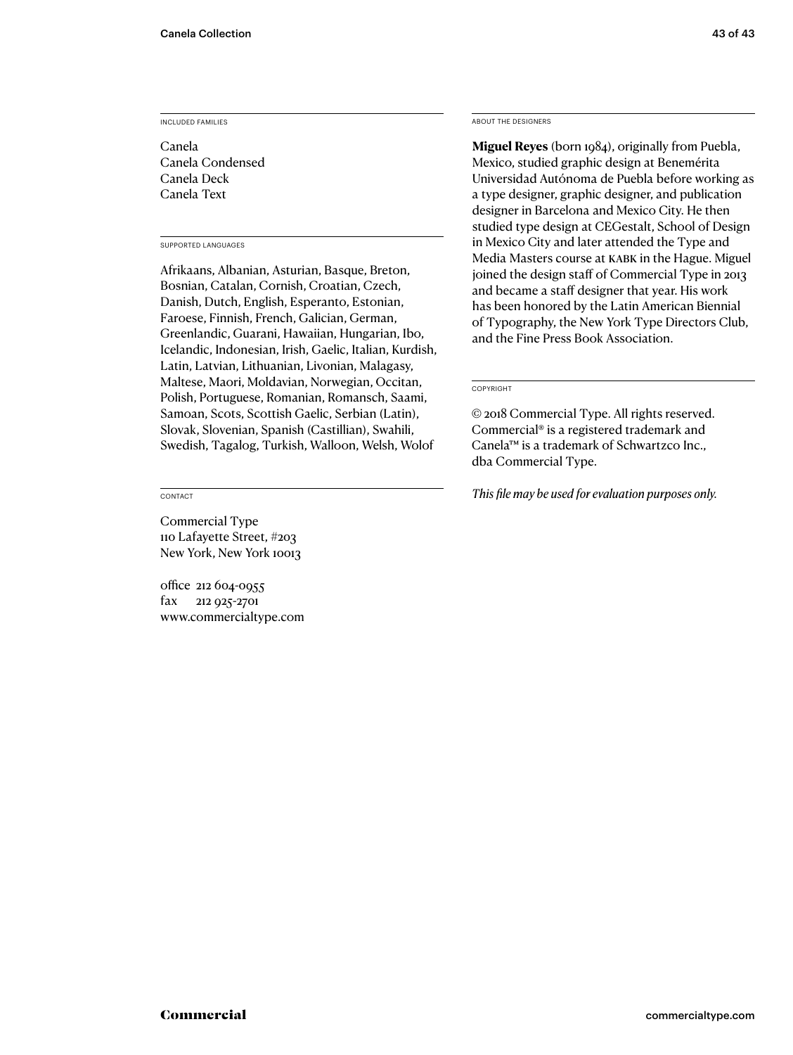## INCLUDED FAMILIES

Canela
Canela Condensed
Canela Deck
Canela Text

## SUPPORTED LANGUAGES

Afrikaans, Albanian, Asturian, Basque, Breton, Bosnian, Catalan, Cornish, Croatian, Czech, Danish, Dutch, English, Esperanto, Estonian, Faroese, Finnish, French, Galician, German, Greenlandic, Guarani, Hawaiian, Hungarian, Ibo, Icelandic, Indonesian, Irish, Gaelic, Italian, Kurdish, Latin, Latvian, Lithuanian, Livonian, Malagasy, Maltese, Maori, Moldavian, Norwegian, Occitan, Polish, Portuguese, Romanian, Romansch, Saami, Samoan, Scots, Scottish Gaelic, Serbian (Latin), Slovak, Slovenian, Spanish (Castillian), Swahili, Swedish, Tagalog, Turkish, Walloon, Welsh, Wolof

## CONTACT

Commercial Type
110 Lafayette Street, #203
New York, New York 10013

office 212 604-0955
fax 212 925-2701
www.commercialtype.com

## ABOUT THE DESIGNERS

**Miguel Reyes** (born 1984), originally from Puebla, Mexico, studied graphic design at Benemérita Universidad Autónoma de Puebla before working as a type designer, graphic designer, and publication designer in Barcelona and Mexico City. He then studied type design at CEGestalt, School of Design in Mexico City and later attended the Type and Media Masters course at KABK in the Hague. Miguel joined the design staff of Commercial Type in 2013 and became a staff designer that year. His work has been honored by the Latin American Biennial of Typography, the New York Type Directors Club, and the Fine Press Book Association.

## COPYRIGHT

© 2018 Commercial Type. All rights reserved. Commercial® is a registered trademark and Canela™ is a trademark of Schwartzco Inc., dba Commercial Type.

*This file may be used for evaluation purposes only.*